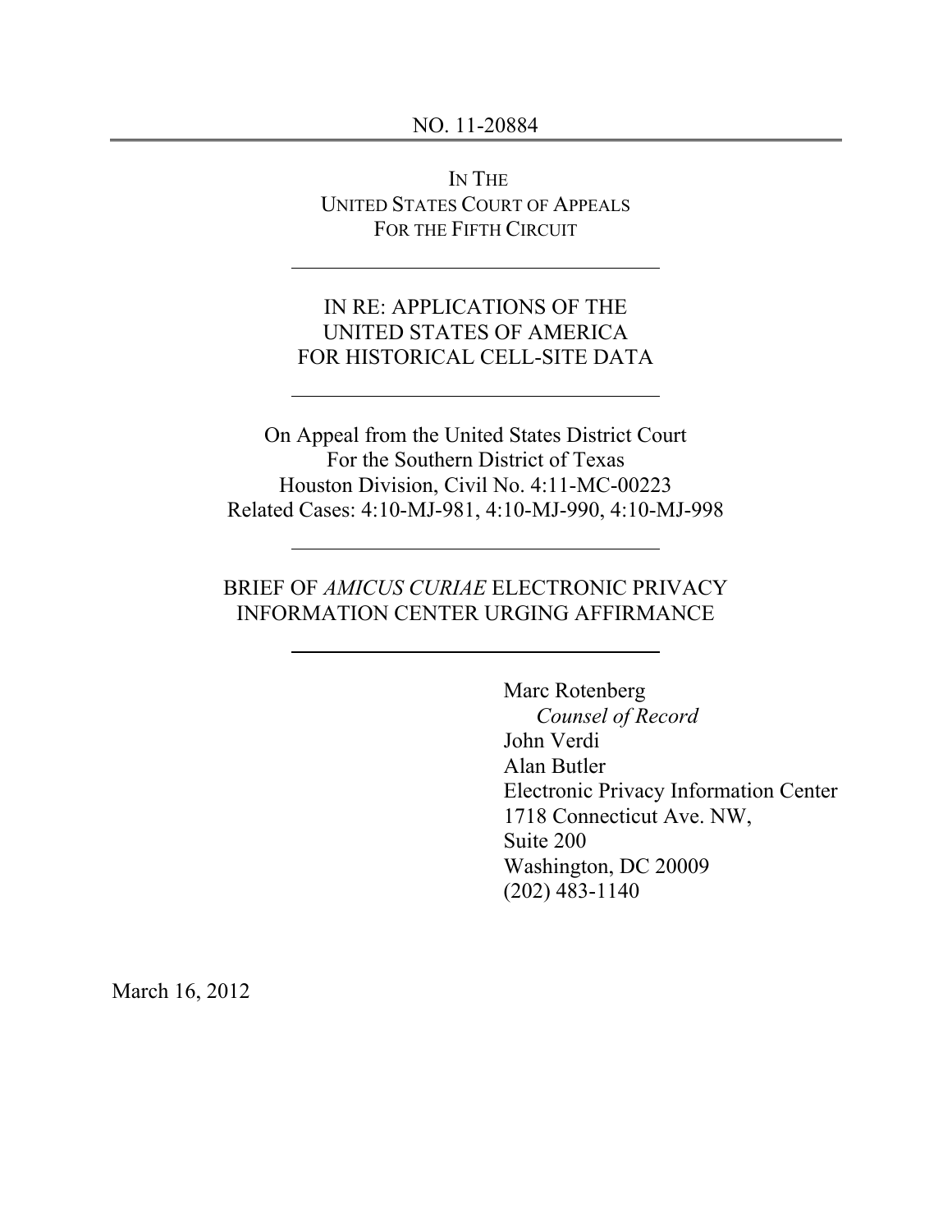NO. 11-20884

IN THE
UNITED STATES COURT OF APPEALS
FOR THE FIFTH CIRCUIT

---

IN RE: APPLICATIONS OF THE
UNITED STATES OF AMERICA
FOR HISTORICAL CELL-SITE DATA

---

On Appeal from the United States District Court
For the Southern District of Texas
Houston Division, Civil No. 4:11-MC-00223
Related Cases: 4:10-MJ-981, 4:10-MJ-990, 4:10-MJ-998

---

BRIEF OF *AMICUS CURIAE* ELECTRONIC PRIVACY
INFORMATION CENTER URGING AFFIRMANCE

---

Marc Rotenberg
*Counsel of Record*
John Verdi
Alan Butler
Electronic Privacy Information Center
1718 Connecticut Ave. NW,
Suite 200
Washington, DC 20009
(202) 483-1140

March 16, 2012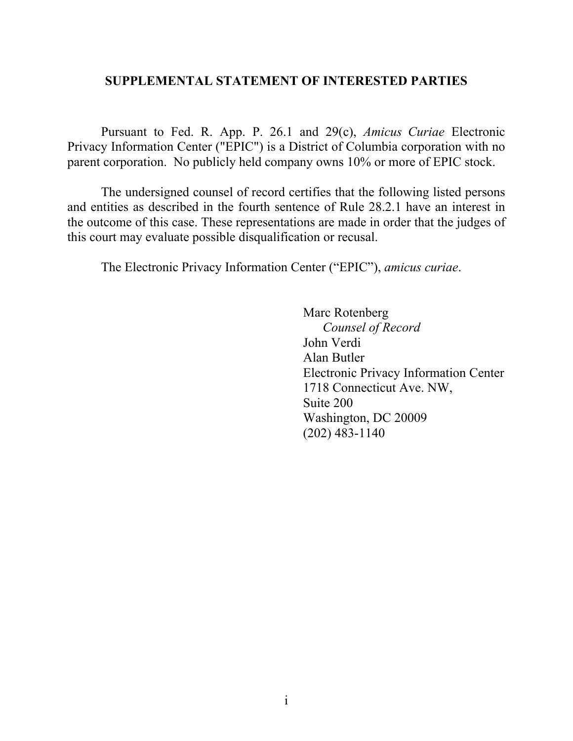## SUPPLEMENTAL STATEMENT OF INTERESTED PARTIES

Pursuant to Fed. R. App. P. 26.1 and 29(c), *Amicus Curiae* Electronic Privacy Information Center ("EPIC") is a District of Columbia corporation with no parent corporation. No publicly held company owns 10% or more of EPIC stock.

The undersigned counsel of record certifies that the following listed persons and entities as described in the fourth sentence of Rule 28.2.1 have an interest in the outcome of this case. These representations are made in order that the judges of this court may evaluate possible disqualification or recusal.

The Electronic Privacy Information Center ("EPIC"), *amicus curiae*.

Marc Rotenberg  
*Counsel of Record*  
John Verdi  
Alan Butler  
Electronic Privacy Information Center  
1718 Connecticut Ave. NW,  
Suite 200  
Washington, DC 20009  
(202) 483-1140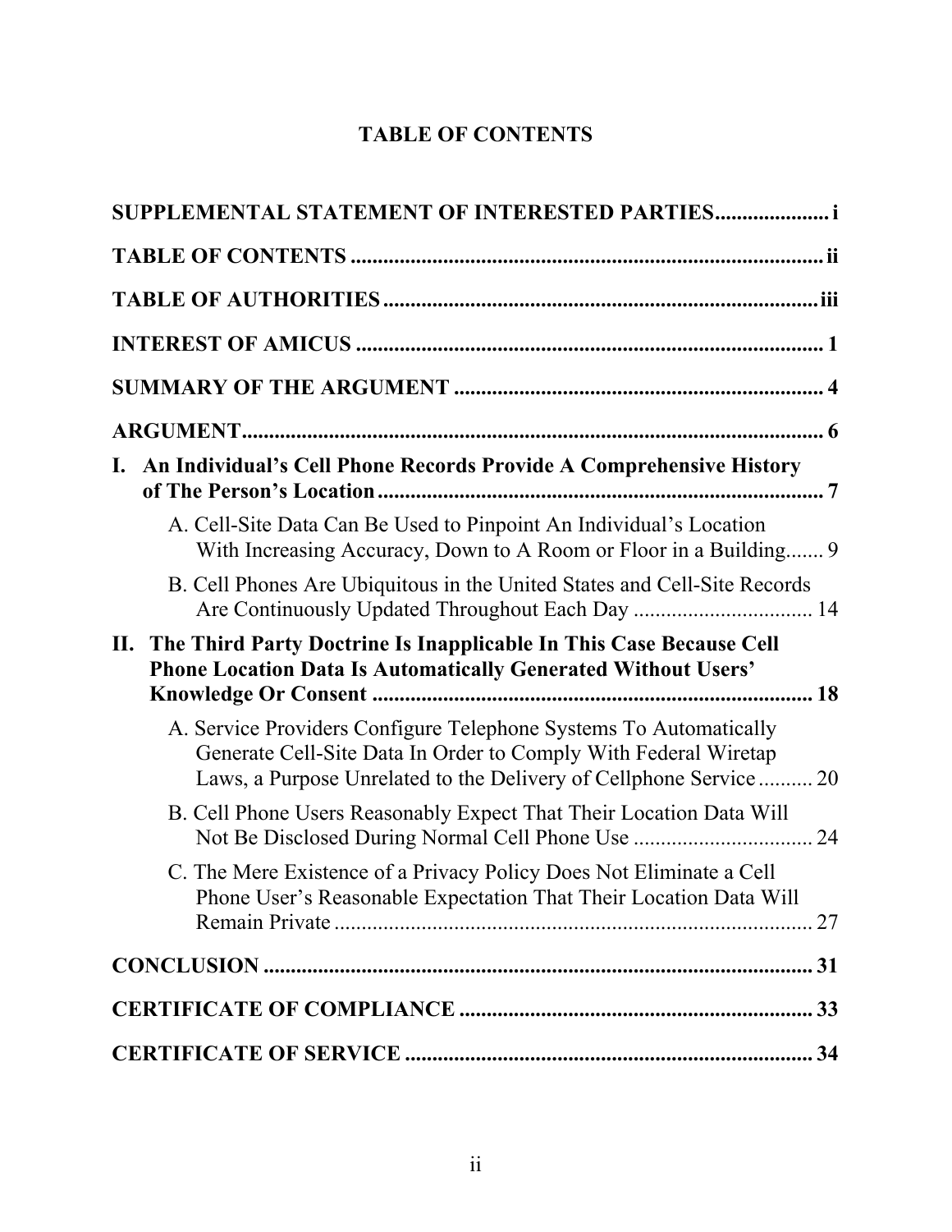# TABLE OF CONTENTS

**SUPPLEMENTAL STATEMENT OF INTERESTED PARTIES** ..................... i

**TABLE OF CONTENTS** ..................... ii

**TABLE OF AUTHORITIES** ..................... iii

**INTEREST OF AMICUS** ..................... 1

**SUMMARY OF THE ARGUMENT** ..................... 4

**ARGUMENT** ..................... 6

**I. An Individual's Cell Phone Records Provide A Comprehensive History of The Person's Location** ..................... 7

- A. Cell-Site Data Can Be Used to Pinpoint An Individual's Location With Increasing Accuracy, Down to A Room or Floor in a Building ....... 9
- B. Cell Phones Are Ubiquitous in the United States and Cell-Site Records Are Continuously Updated Throughout Each Day ..................... 14

**II. The Third Party Doctrine Is Inapplicable In This Case Because Cell Phone Location Data Is Automatically Generated Without Users' Knowledge Or Consent** ..................... 18

- A. Service Providers Configure Telephone Systems To Automatically Generate Cell-Site Data In Order to Comply With Federal Wiretap Laws, a Purpose Unrelated to the Delivery of Cellphone Service .......... 20
- B. Cell Phone Users Reasonably Expect That Their Location Data Will Not Be Disclosed During Normal Cell Phone Use ..................... 24
- C. The Mere Existence of a Privacy Policy Does Not Eliminate a Cell Phone User's Reasonable Expectation That Their Location Data Will Remain Private ..................... 27

**CONCLUSION** ..................... 31

**CERTIFICATE OF COMPLIANCE** ..................... 33

**CERTIFICATE OF SERVICE** ..................... 34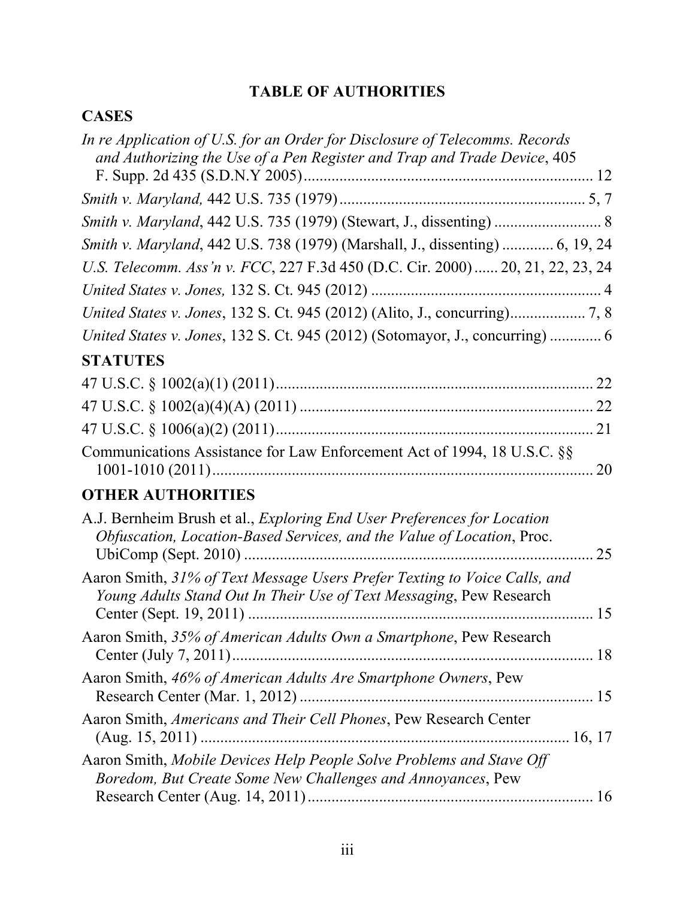**TABLE OF AUTHORITIES**

**CASES**

*In re Application of U.S. for an Order for Disclosure of Telecomms. Records and Authorizing the Use of a Pen Register and Trap and Trade Device*, 405 F. Supp. 2d 435 (S.D.N.Y 2005) ........ 12

*Smith v. Maryland,* 442 U.S. 735 (1979) ........ 5, 7

*Smith v. Maryland*, 442 U.S. 735 (1979) (Stewart, J., dissenting) ........ 8

*Smith v. Maryland*, 442 U.S. 738 (1979) (Marshall, J., dissenting) ........ 6, 19, 24

*U.S. Telecomm. Ass'n v. FCC*, 227 F.3d 450 (D.C. Cir. 2000) ........ 20, 21, 22, 23, 24

*United States v. Jones,* 132 S. Ct. 945 (2012) ........ 4

*United States v. Jones*, 132 S. Ct. 945 (2012) (Alito, J., concurring) ........ 7, 8

*United States v. Jones*, 132 S. Ct. 945 (2012) (Sotomayor, J., concurring) ........ 6

**STATUTES**

47 U.S.C. § 1002(a)(1) (2011) ........ 22

47 U.S.C. § 1002(a)(4)(A) (2011) ........ 22

47 U.S.C. § 1006(a)(2) (2011) ........ 21

Communications Assistance for Law Enforcement Act of 1994, 18 U.S.C. §§ 1001-1010 (2011) ........ 20

**OTHER AUTHORITIES**

A.J. Bernheim Brush et al., *Exploring End User Preferences for Location Obfuscation, Location-Based Services, and the Value of Location*, Proc. UbiComp (Sept. 2010) ........ 25

Aaron Smith, *31% of Text Message Users Prefer Texting to Voice Calls, and Young Adults Stand Out In Their Use of Text Messaging*, Pew Research Center (Sept. 19, 2011) ........ 15

Aaron Smith, *35% of American Adults Own a Smartphone*, Pew Research Center (July 7, 2011) ........ 18

Aaron Smith, *46% of American Adults Are Smartphone Owners*, Pew Research Center (Mar. 1, 2012) ........ 15

Aaron Smith, *Americans and Their Cell Phones*, Pew Research Center (Aug. 15, 2011) ........ 16, 17

Aaron Smith, *Mobile Devices Help People Solve Problems and Stave Off Boredom, But Create Some New Challenges and Annoyances*, Pew Research Center (Aug. 14, 2011) ........ 16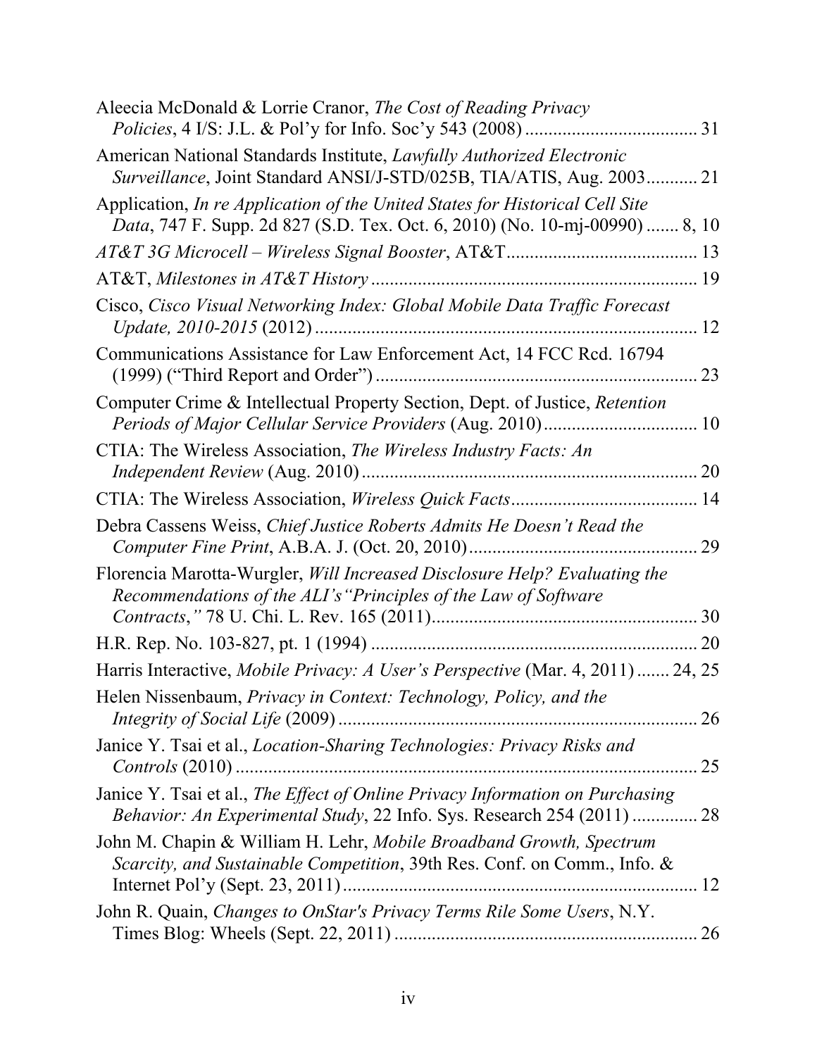Aleecia McDonald & Lorrie Cranor, *The Cost of Reading Privacy Policies*, 4 I/S: J.L. & Pol'y for Info. Soc'y 543 (2008) .................................... 31

American National Standards Institute, *Lawfully Authorized Electronic Surveillance*, Joint Standard ANSI/J-STD/025B, TIA/ATIS, Aug. 2003........... 21

Application, *In re Application of the United States for Historical Cell Site Data*, 747 F. Supp. 2d 827 (S.D. Tex. Oct. 6, 2010) (No. 10-mj-00990) ....... 8, 10

*AT&T 3G Microcell – Wireless Signal Booster*, AT&T......................................... 13

AT&T, *Milestones in AT&T History* ..................................................................... 19

Cisco, *Cisco Visual Networking Index: Global Mobile Data Traffic Forecast Update, 2010-2015* (2012) ................................................................................ 12

Communications Assistance for Law Enforcement Act, 14 FCC Rcd. 16794 (1999) ("Third Report and Order") .................................................................... 23

Computer Crime & Intellectual Property Section, Dept. of Justice, *Retention Periods of Major Cellular Service Providers* (Aug. 2010)................................ 10

CTIA: The Wireless Association, *The Wireless Industry Facts: An Independent Review* (Aug. 2010) ....................................................................... 20

CTIA: The Wireless Association, *Wireless Quick Facts*........................................ 14

Debra Cassens Weiss, *Chief Justice Roberts Admits He Doesn't Read the Computer Fine Print*, A.B.A. J. (Oct. 20, 2010)................................................ 29

Florencia Marotta-Wurgler, *Will Increased Disclosure Help? Evaluating the Recommendations of the ALI's "Principles of the Law of Software Contracts,"* 78 U. Chi. L. Rev. 165 (2011)........................................................ 30

H.R. Rep. No. 103-827, pt. 1 (1994) ..................................................................... 20

Harris Interactive, *Mobile Privacy: A User's Perspective* (Mar. 4, 2011) ....... 24, 25

Helen Nissenbaum, *Privacy in Context: Technology, Policy, and the Integrity of Social Life* (2009) ............................................................................ 26

Janice Y. Tsai et al., *Location-Sharing Technologies: Privacy Risks and Controls* (2010) ................................................................................................... 25

Janice Y. Tsai et al., *The Effect of Online Privacy Information on Purchasing Behavior: An Experimental Study*, 22 Info. Sys. Research 254 (2011) .............. 28

John M. Chapin & William H. Lehr, *Mobile Broadband Growth, Spectrum Scarcity, and Sustainable Competition*, 39th Res. Conf. on Comm., Info. & Internet Pol'y (Sept. 23, 2011) ........................................................................... 12

John R. Quain, *Changes to OnStar's Privacy Terms Rile Some Users*, N.Y. Times Blog: Wheels (Sept. 22, 2011) ................................................................ 26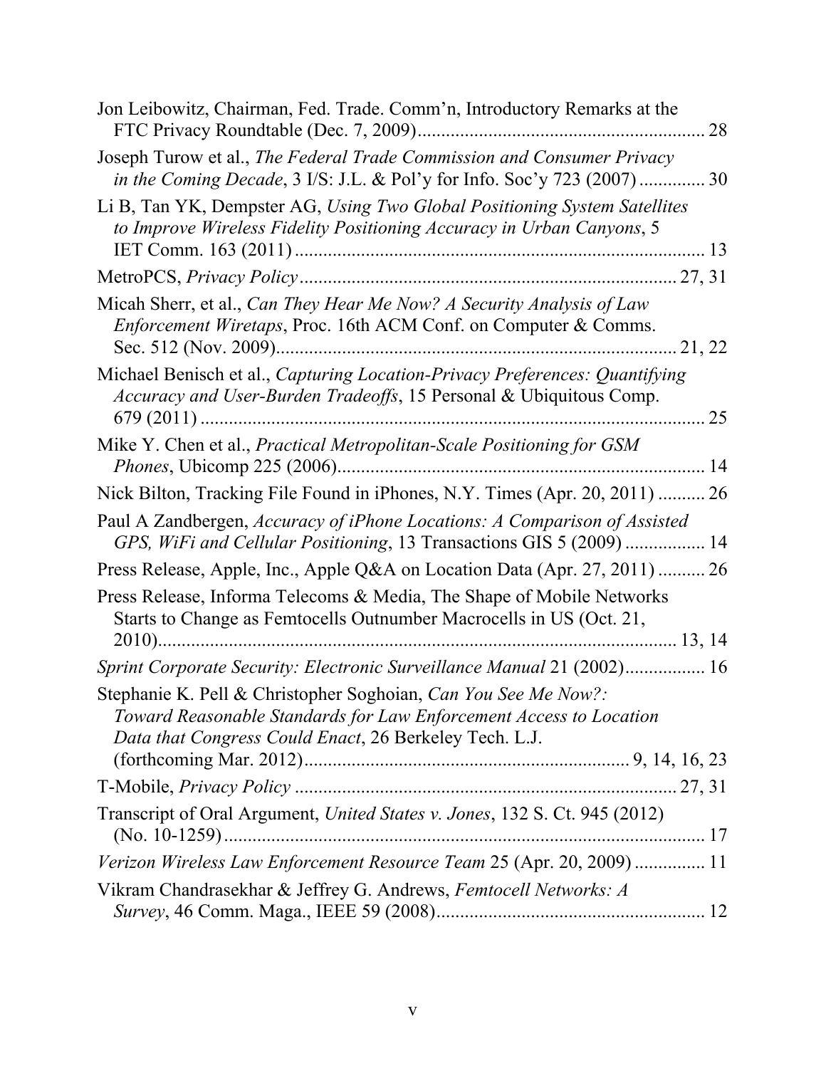Jon Leibowitz, Chairman, Fed. Trade. Comm'n, Introductory Remarks at the FTC Privacy Roundtable (Dec. 7, 2009)............................................................ 28

Joseph Turow et al., *The Federal Trade Commission and Consumer Privacy in the Coming Decade*, 3 I/S: J.L. & Pol'y for Info. Soc'y 723 (2007)............. 30

Li B, Tan YK, Dempster AG, *Using Two Global Positioning System Satellites to Improve Wireless Fidelity Positioning Accuracy in Urban Canyons*, 5 IET Comm. 163 (2011)........................................................................................ 13

MetroPCS, *Privacy Policy*................................................................................ 27, 31

Micah Sherr, et al., *Can They Hear Me Now? A Security Analysis of Law Enforcement Wiretaps*, Proc. 16th ACM Conf. on Computer & Comms. Sec. 512 (Nov. 2009).................................................................................. 21, 22

Michael Benisch et al., *Capturing Location-Privacy Preferences: Quantifying Accuracy and User-Burden Tradeoffs*, 15 Personal & Ubiquitous Comp. 679 (2011)........................................................................................................ 25

Mike Y. Chen et al., *Practical Metropolitan-Scale Positioning for GSM Phones*, Ubicomp 225 (2006)............................................................................ 14

Nick Bilton, Tracking File Found in iPhones, N.Y. Times (Apr. 20, 2011).......... 26

Paul A Zandbergen, *Accuracy of iPhone Locations: A Comparison of Assisted GPS, WiFi and Cellular Positioning*, 13 Transactions GIS 5 (2009)................. 14

Press Release, Apple, Inc., Apple Q&A on Location Data (Apr. 27, 2011).......... 26

Press Release, Informa Telecoms & Media, The Shape of Mobile Networks Starts to Change as Femtocells Outnumber Macrocells in US (Oct. 21, 2010)............................................................................................................. 13, 14

*Sprint Corporate Security: Electronic Surveillance Manual* 21 (2002)................. 16

Stephanie K. Pell & Christopher Soghoian, *Can You See Me Now?: Toward Reasonable Standards for Law Enforcement Access to Location Data that Congress Could Enact*, 26 Berkeley Tech. L.J. (forthcoming Mar. 2012).................................................................... 9, 14, 16, 23

T-Mobile, *Privacy Policy*.................................................................................. 27, 31

Transcript of Oral Argument, *United States v. Jones*, 132 S. Ct. 945 (2012) (No. 10-1259)................................................................................................ 17

*Verizon Wireless Law Enforcement Resource Team* 25 (Apr. 20, 2009)............... 11

Vikram Chandrasekhar & Jeffrey G. Andrews, *Femtocell Networks: A Survey*, 46 Comm. Maga., IEEE 59 (2008)........................................................ 12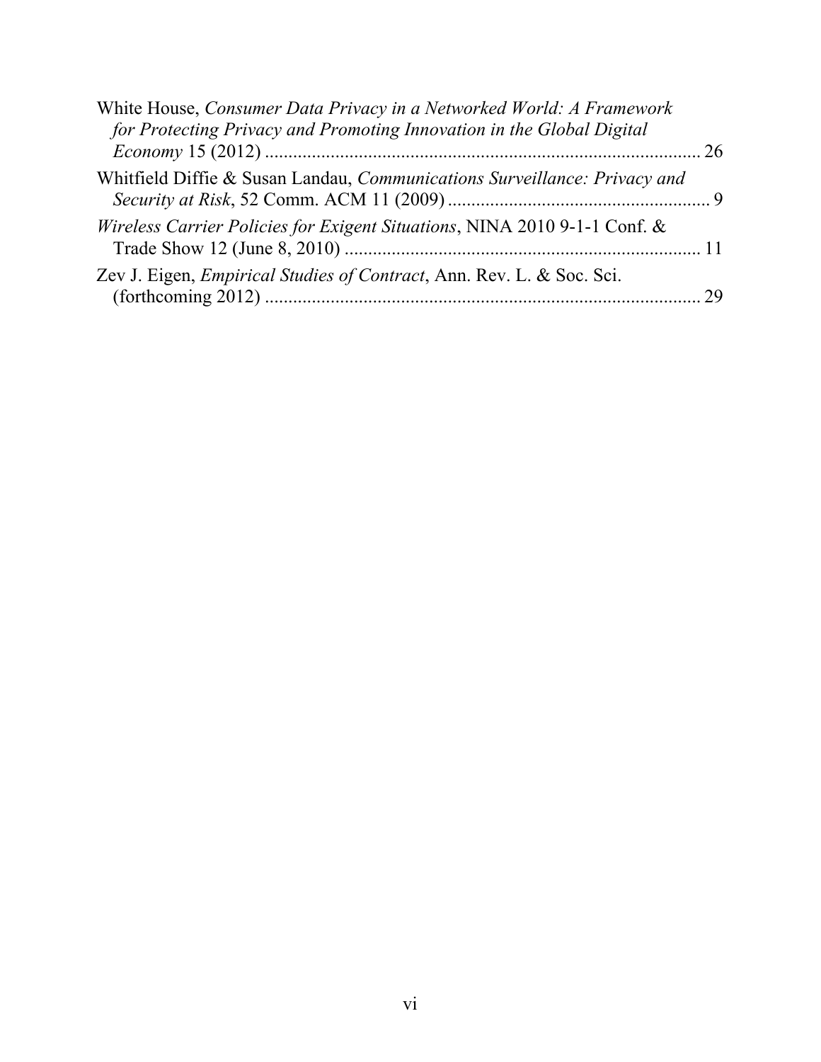White House, *Consumer Data Privacy in a Networked World: A Framework for Protecting Privacy and Promoting Innovation in the Global Digital Economy* 15 (2012) ............................................................................................. 26

Whitfield Diffie & Susan Landau, *Communications Surveillance: Privacy and Security at Risk*, 52 Comm. ACM 11 (2009) ........................................................ 9

*Wireless Carrier Policies for Exigent Situations*, NINA 2010 9-1-1 Conf. & Trade Show 12 (June 8, 2010) ........................................................................... 11

Zev J. Eigen, *Empirical Studies of Contract*, Ann. Rev. L. & Soc. Sci. (forthcoming 2012) ............................................................................................. 29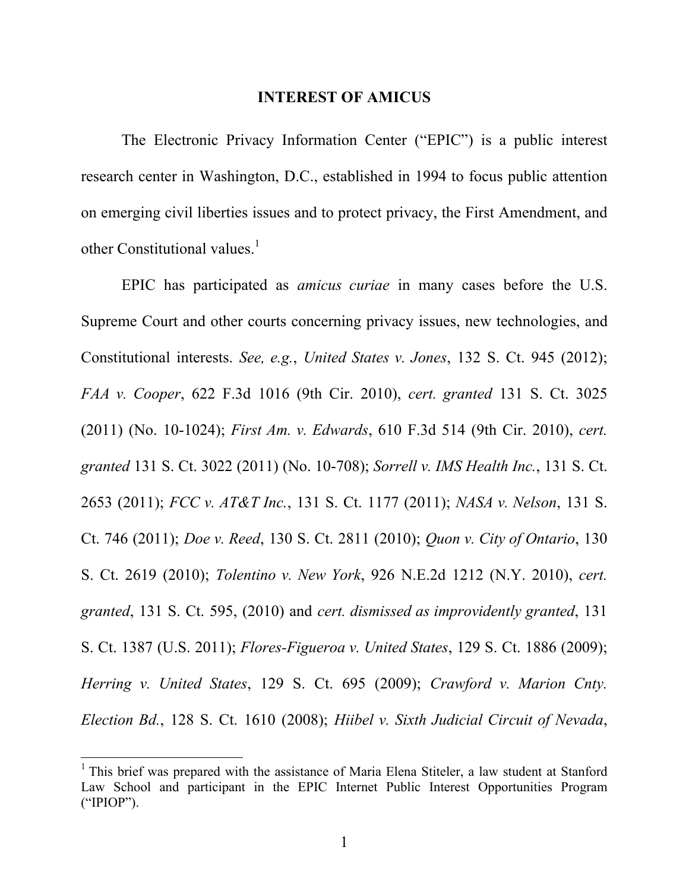## INTEREST OF AMICUS

The Electronic Privacy Information Center ("EPIC") is a public interest research center in Washington, D.C., established in 1994 to focus public attention on emerging civil liberties issues and to protect privacy, the First Amendment, and other Constitutional values.[1]

EPIC has participated as *amicus curiae* in many cases before the U.S. Supreme Court and other courts concerning privacy issues, new technologies, and Constitutional interests. *See, e.g.*, *United States v. Jones*, 132 S. Ct. 945 (2012); *FAA v. Cooper*, 622 F.3d 1016 (9th Cir. 2010), *cert. granted* 131 S. Ct. 3025 (2011) (No. 10-1024); *First Am. v. Edwards*, 610 F.3d 514 (9th Cir. 2010), *cert. granted* 131 S. Ct. 3022 (2011) (No. 10-708); *Sorrell v. IMS Health Inc.*, 131 S. Ct. 2653 (2011); *FCC v. AT&T Inc.*, 131 S. Ct. 1177 (2011); *NASA v. Nelson*, 131 S. Ct. 746 (2011); *Doe v. Reed*, 130 S. Ct. 2811 (2010); *Quon v. City of Ontario*, 130 S. Ct. 2619 (2010); *Tolentino v. New York*, 926 N.E.2d 1212 (N.Y. 2010), *cert. granted*, 131 S. Ct. 595, (2010) and *cert. dismissed as improvidently granted*, 131 S. Ct. 1387 (U.S. 2011); *Flores-Figueroa v. United States*, 129 S. Ct. 1886 (2009); *Herring v. United States*, 129 S. Ct. 695 (2009); *Crawford v. Marion Cnty. Election Bd.*, 128 S. Ct. 1610 (2008); *Hiibel v. Sixth Judicial Circuit of Nevada*,

---

[1] This brief was prepared with the assistance of Maria Elena Stiteler, a law student at Stanford Law School and participant in the EPIC Internet Public Interest Opportunities Program ("IPIOP").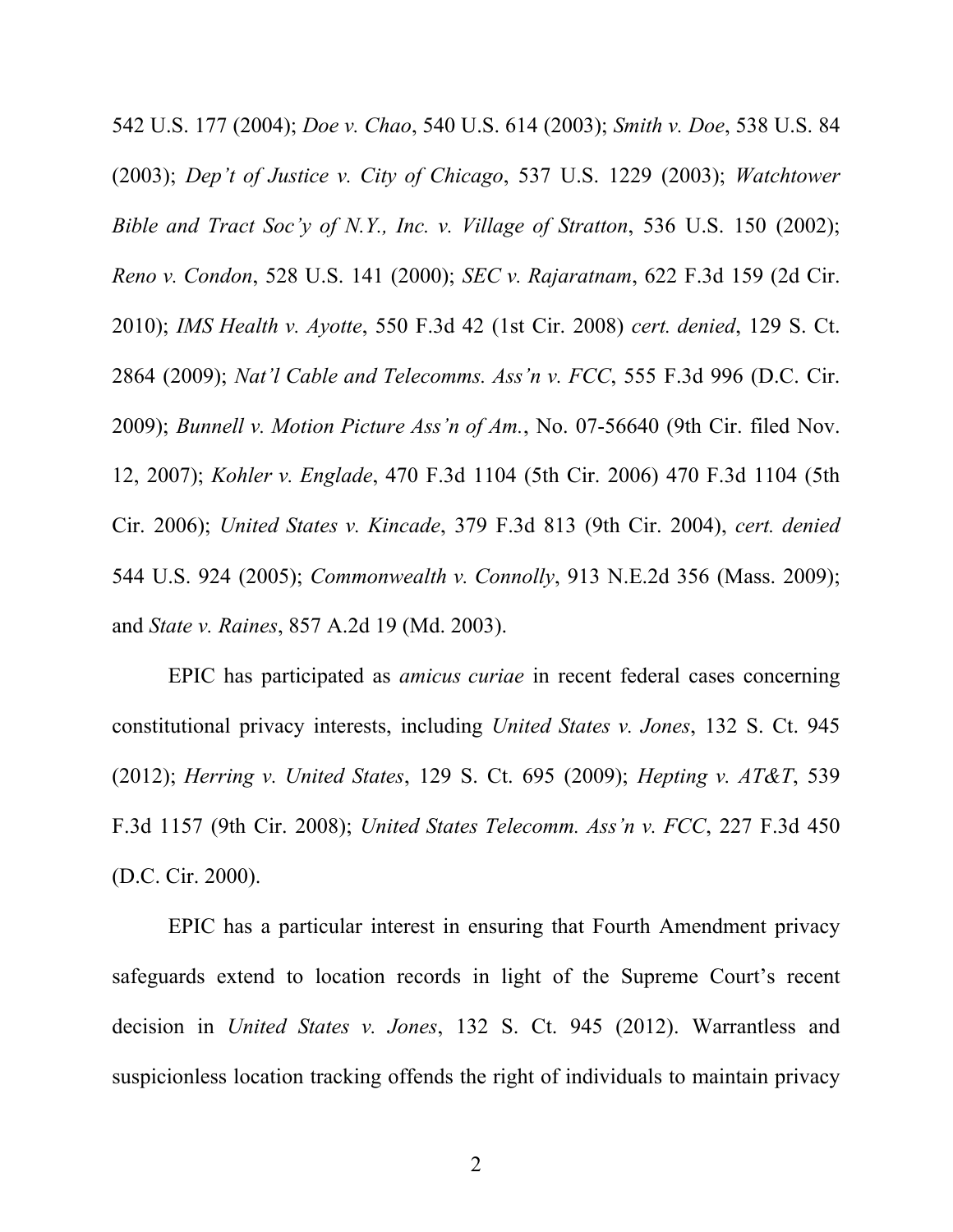542 U.S. 177 (2004); *Doe v. Chao*, 540 U.S. 614 (2003); *Smith v. Doe*, 538 U.S. 84 (2003); *Dep't of Justice v. City of Chicago*, 537 U.S. 1229 (2003); *Watchtower Bible and Tract Soc'y of N.Y., Inc. v. Village of Stratton*, 536 U.S. 150 (2002); *Reno v. Condon*, 528 U.S. 141 (2000); *SEC v. Rajaratnam*, 622 F.3d 159 (2d Cir. 2010); *IMS Health v. Ayotte*, 550 F.3d 42 (1st Cir. 2008) *cert. denied*, 129 S. Ct. 2864 (2009); *Nat'l Cable and Telecomms. Ass'n v. FCC*, 555 F.3d 996 (D.C. Cir. 2009); *Bunnell v. Motion Picture Ass'n of Am.*, No. 07-56640 (9th Cir. filed Nov. 12, 2007); *Kohler v. Englade*, 470 F.3d 1104 (5th Cir. 2006) 470 F.3d 1104 (5th Cir. 2006); *United States v. Kincade*, 379 F.3d 813 (9th Cir. 2004), *cert. denied* 544 U.S. 924 (2005); *Commonwealth v. Connolly*, 913 N.E.2d 356 (Mass. 2009); and *State v. Raines*, 857 A.2d 19 (Md. 2003).

EPIC has participated as *amicus curiae* in recent federal cases concerning constitutional privacy interests, including *United States v. Jones*, 132 S. Ct. 945 (2012); *Herring v. United States*, 129 S. Ct. 695 (2009); *Hepting v. AT&T*, 539 F.3d 1157 (9th Cir. 2008); *United States Telecomm. Ass'n v. FCC*, 227 F.3d 450 (D.C. Cir. 2000).

EPIC has a particular interest in ensuring that Fourth Amendment privacy safeguards extend to location records in light of the Supreme Court's recent decision in *United States v. Jones*, 132 S. Ct. 945 (2012). Warrantless and suspicionless location tracking offends the right of individuals to maintain privacy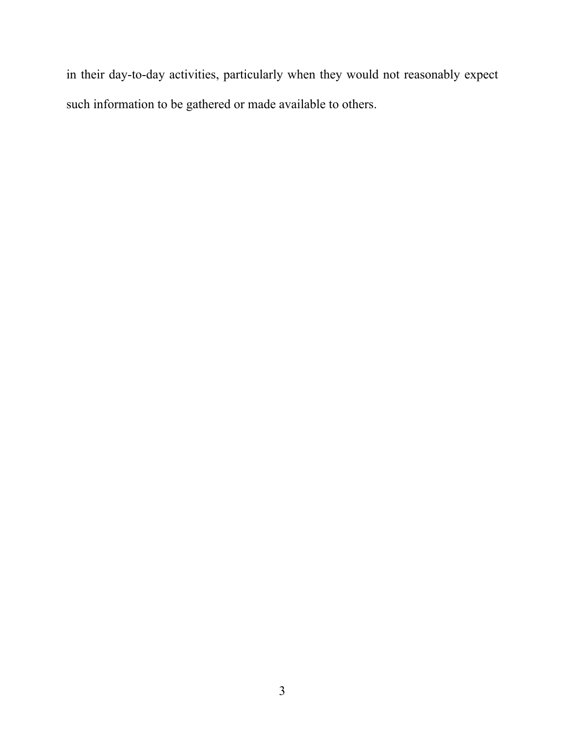in their day-to-day activities, particularly when they would not reasonably expect such information to be gathered or made available to others.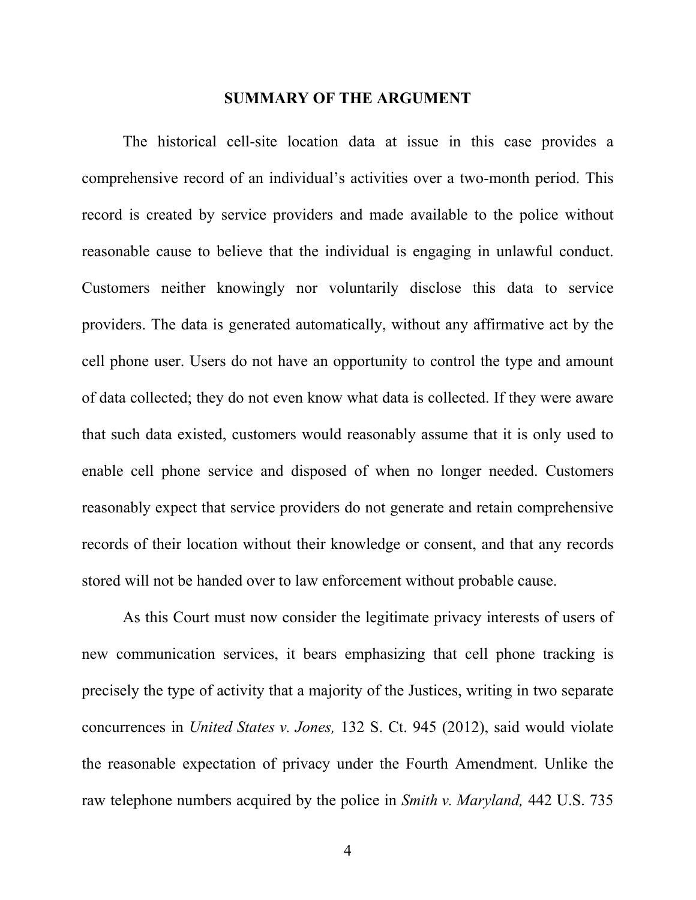## SUMMARY OF THE ARGUMENT

The historical cell-site location data at issue in this case provides a comprehensive record of an individual's activities over a two-month period. This record is created by service providers and made available to the police without reasonable cause to believe that the individual is engaging in unlawful conduct. Customers neither knowingly nor voluntarily disclose this data to service providers. The data is generated automatically, without any affirmative act by the cell phone user. Users do not have an opportunity to control the type and amount of data collected; they do not even know what data is collected. If they were aware that such data existed, customers would reasonably assume that it is only used to enable cell phone service and disposed of when no longer needed. Customers reasonably expect that service providers do not generate and retain comprehensive records of their location without their knowledge or consent, and that any records stored will not be handed over to law enforcement without probable cause.

As this Court must now consider the legitimate privacy interests of users of new communication services, it bears emphasizing that cell phone tracking is precisely the type of activity that a majority of the Justices, writing in two separate concurrences in *United States v. Jones,* 132 S. Ct. 945 (2012), said would violate the reasonable expectation of privacy under the Fourth Amendment. Unlike the raw telephone numbers acquired by the police in *Smith v. Maryland,* 442 U.S. 735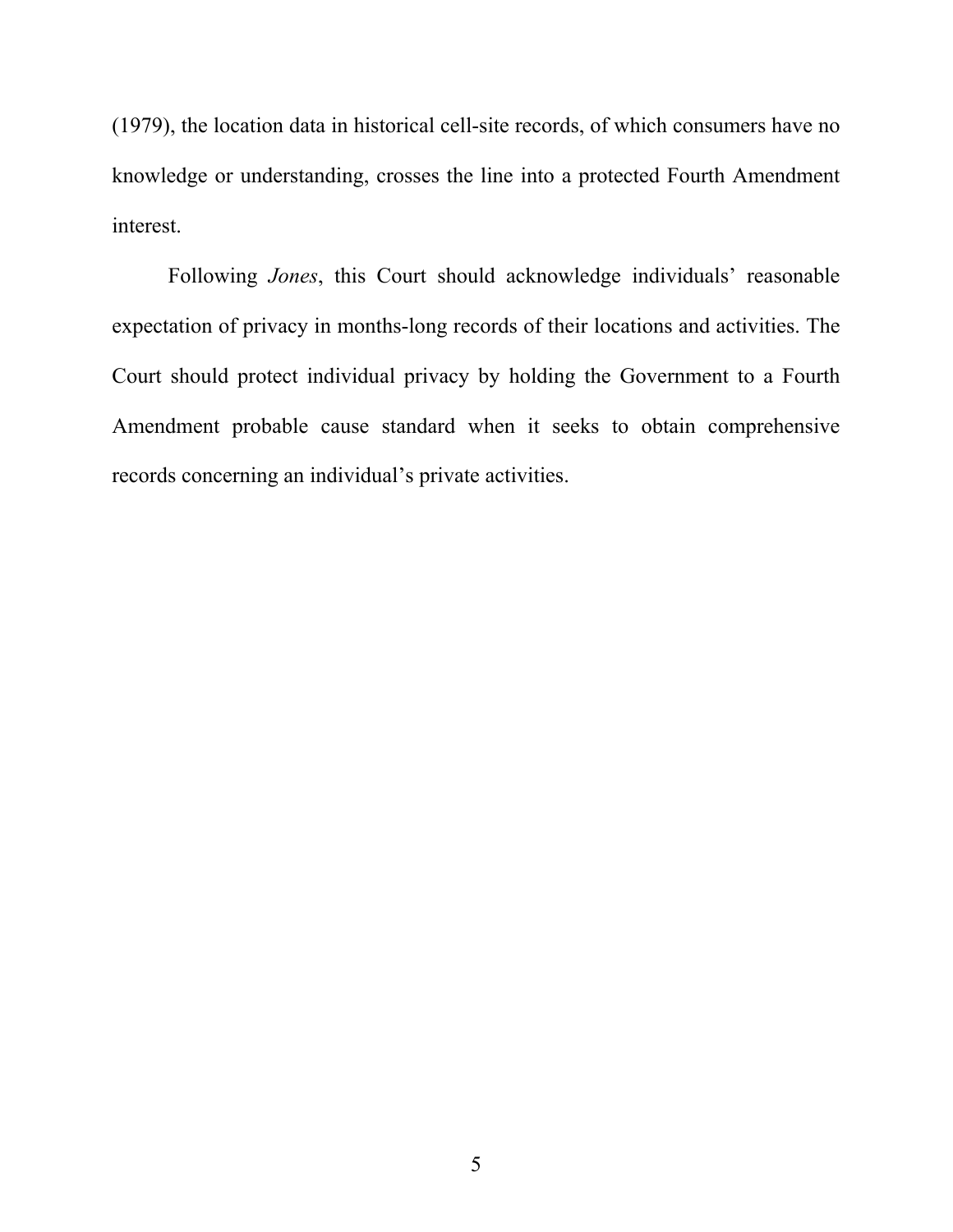(1979), the location data in historical cell-site records, of which consumers have no knowledge or understanding, crosses the line into a protected Fourth Amendment interest.

Following *Jones*, this Court should acknowledge individuals' reasonable expectation of privacy in months-long records of their locations and activities. The Court should protect individual privacy by holding the Government to a Fourth Amendment probable cause standard when it seeks to obtain comprehensive records concerning an individual's private activities.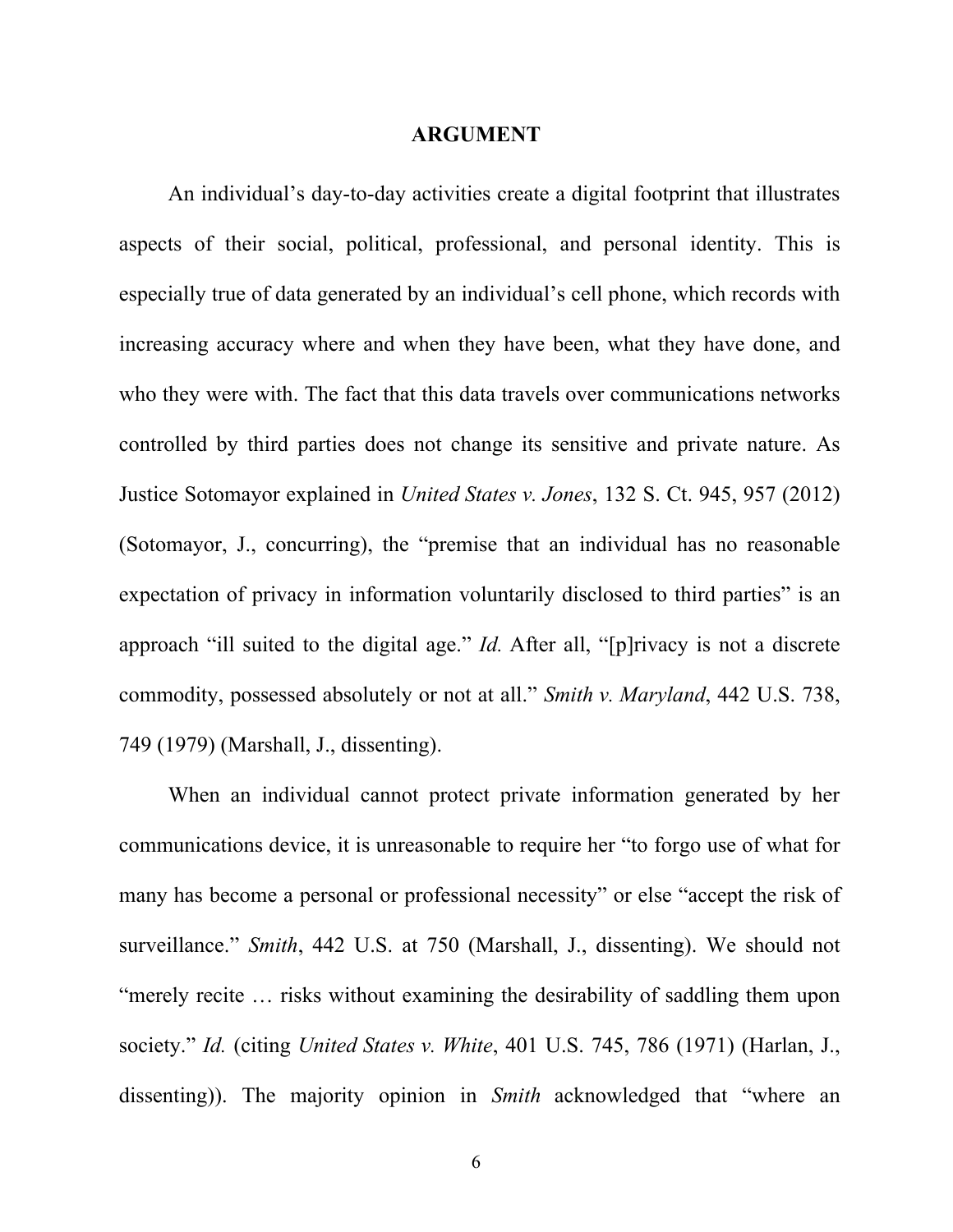## ARGUMENT

An individual's day-to-day activities create a digital footprint that illustrates aspects of their social, political, professional, and personal identity. This is especially true of data generated by an individual's cell phone, which records with increasing accuracy where and when they have been, what they have done, and who they were with. The fact that this data travels over communications networks controlled by third parties does not change its sensitive and private nature. As Justice Sotomayor explained in *United States v. Jones*, 132 S. Ct. 945, 957 (2012) (Sotomayor, J., concurring), the "premise that an individual has no reasonable expectation of privacy in information voluntarily disclosed to third parties" is an approach "ill suited to the digital age." *Id.* After all, "[p]rivacy is not a discrete commodity, possessed absolutely or not at all." *Smith v. Maryland*, 442 U.S. 738, 749 (1979) (Marshall, J., dissenting).

When an individual cannot protect private information generated by her communications device, it is unreasonable to require her "to forgo use of what for many has become a personal or professional necessity" or else "accept the risk of surveillance." *Smith*, 442 U.S. at 750 (Marshall, J., dissenting). We should not "merely recite … risks without examining the desirability of saddling them upon society." *Id.* (citing *United States v. White*, 401 U.S. 745, 786 (1971) (Harlan, J., dissenting)). The majority opinion in *Smith* acknowledged that "where an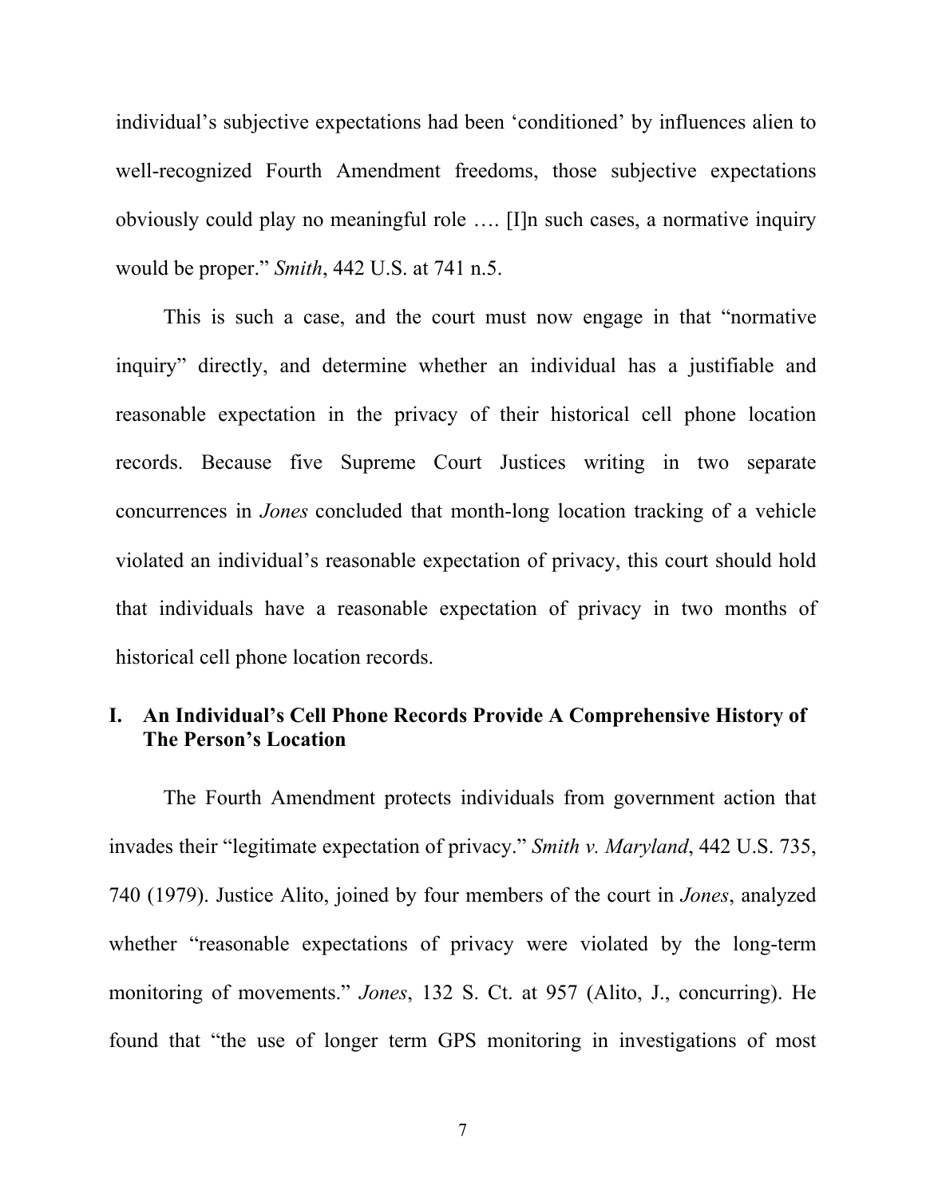individual's subjective expectations had been 'conditioned' by influences alien to well-recognized Fourth Amendment freedoms, those subjective expectations obviously could play no meaningful role …. [I]n such cases, a normative inquiry would be proper." *Smith*, 442 U.S. at 741 n.5.

This is such a case, and the court must now engage in that "normative inquiry" directly, and determine whether an individual has a justifiable and reasonable expectation in the privacy of their historical cell phone location records. Because five Supreme Court Justices writing in two separate concurrences in *Jones* concluded that month-long location tracking of a vehicle violated an individual's reasonable expectation of privacy, this court should hold that individuals have a reasonable expectation of privacy in two months of historical cell phone location records.

## I. An Individual's Cell Phone Records Provide A Comprehensive History of The Person's Location

The Fourth Amendment protects individuals from government action that invades their "legitimate expectation of privacy." *Smith v. Maryland*, 442 U.S. 735, 740 (1979). Justice Alito, joined by four members of the court in *Jones*, analyzed whether "reasonable expectations of privacy were violated by the long-term monitoring of movements." *Jones*, 132 S. Ct. at 957 (Alito, J., concurring). He found that "the use of longer term GPS monitoring in investigations of most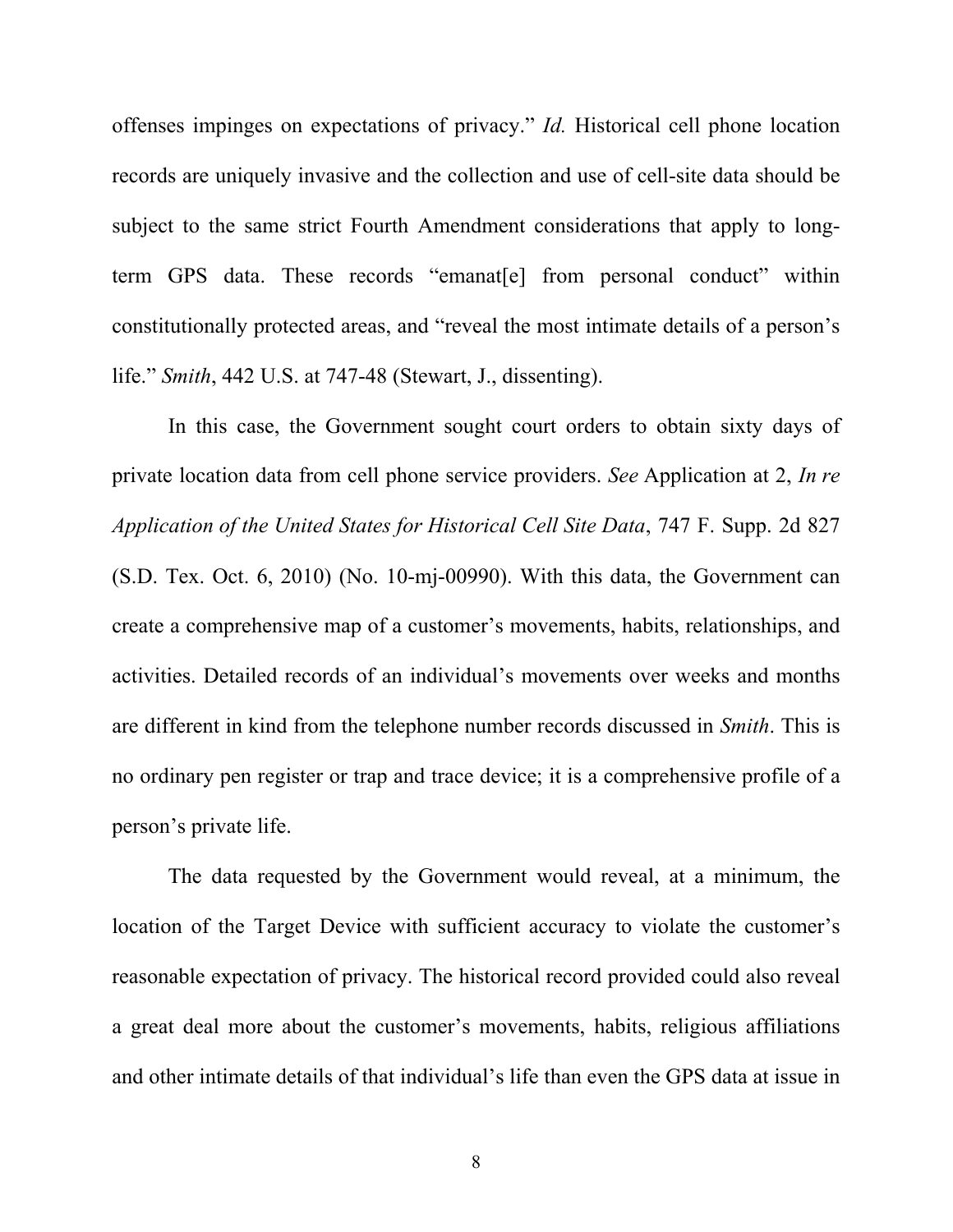offenses impinges on expectations of privacy." *Id.* Historical cell phone location records are uniquely invasive and the collection and use of cell-site data should be subject to the same strict Fourth Amendment considerations that apply to long-term GPS data. These records "emanat[e] from personal conduct" within constitutionally protected areas, and "reveal the most intimate details of a person's life." *Smith*, 442 U.S. at 747-48 (Stewart, J., dissenting).

In this case, the Government sought court orders to obtain sixty days of private location data from cell phone service providers. *See* Application at 2, *In re Application of the United States for Historical Cell Site Data*, 747 F. Supp. 2d 827 (S.D. Tex. Oct. 6, 2010) (No. 10-mj-00990). With this data, the Government can create a comprehensive map of a customer's movements, habits, relationships, and activities. Detailed records of an individual's movements over weeks and months are different in kind from the telephone number records discussed in *Smith*. This is no ordinary pen register or trap and trace device; it is a comprehensive profile of a person's private life.

The data requested by the Government would reveal, at a minimum, the location of the Target Device with sufficient accuracy to violate the customer's reasonable expectation of privacy. The historical record provided could also reveal a great deal more about the customer's movements, habits, religious affiliations and other intimate details of that individual's life than even the GPS data at issue in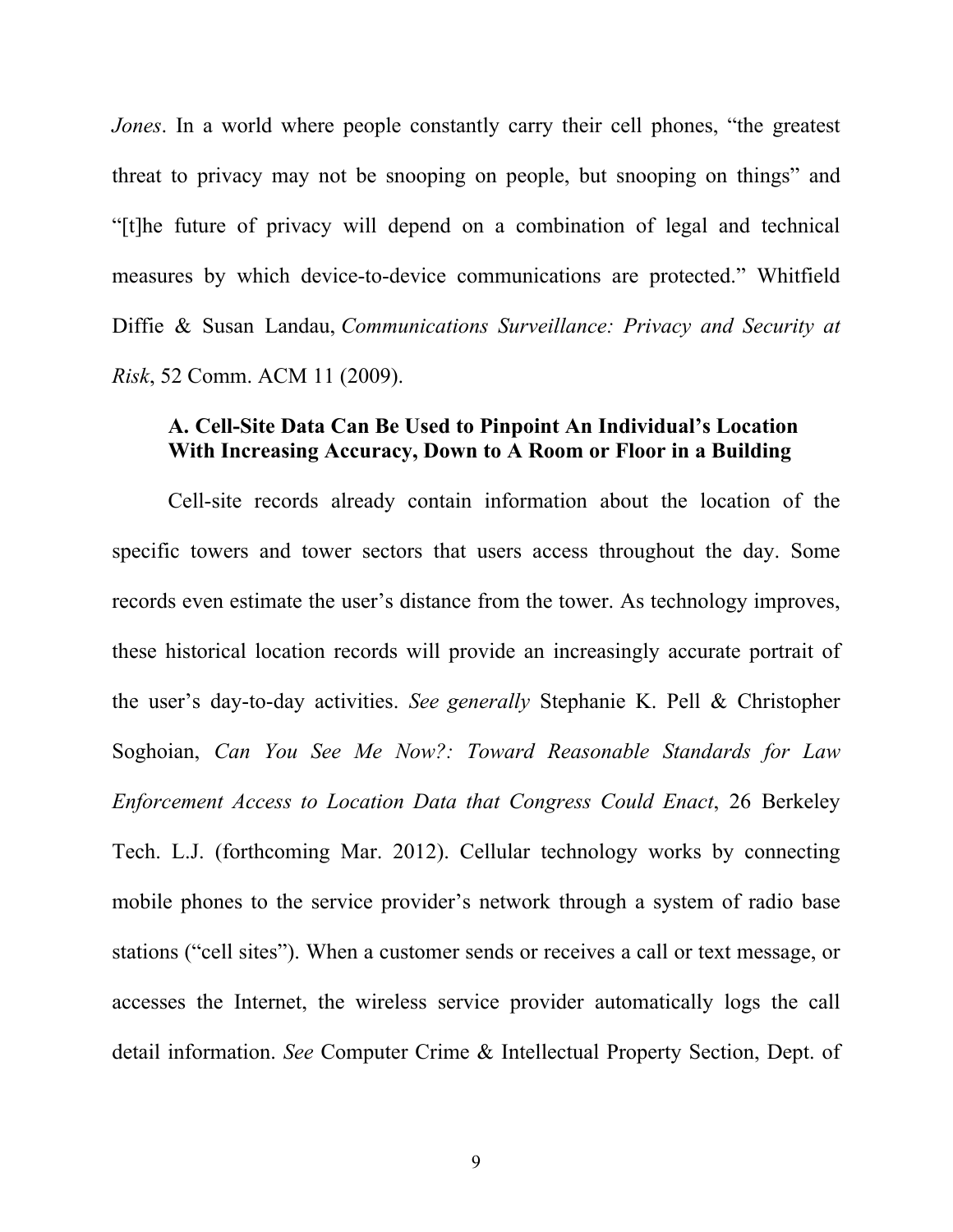*Jones*. In a world where people constantly carry their cell phones, "the greatest threat to privacy may not be snooping on people, but snooping on things" and "[t]he future of privacy will depend on a combination of legal and technical measures by which device-to-device communications are protected." Whitfield Diffie & Susan Landau, *Communications Surveillance: Privacy and Security at Risk*, 52 Comm. ACM 11 (2009).

### A. Cell-Site Data Can Be Used to Pinpoint An Individual's Location With Increasing Accuracy, Down to A Room or Floor in a Building

Cell-site records already contain information about the location of the specific towers and tower sectors that users access throughout the day. Some records even estimate the user's distance from the tower. As technology improves, these historical location records will provide an increasingly accurate portrait of the user's day-to-day activities. *See generally* Stephanie K. Pell & Christopher Soghoian, *Can You See Me Now?: Toward Reasonable Standards for Law Enforcement Access to Location Data that Congress Could Enact*, 26 Berkeley Tech. L.J. (forthcoming Mar. 2012). Cellular technology works by connecting mobile phones to the service provider's network through a system of radio base stations ("cell sites"). When a customer sends or receives a call or text message, or accesses the Internet, the wireless service provider automatically logs the call detail information. *See* Computer Crime & Intellectual Property Section, Dept. of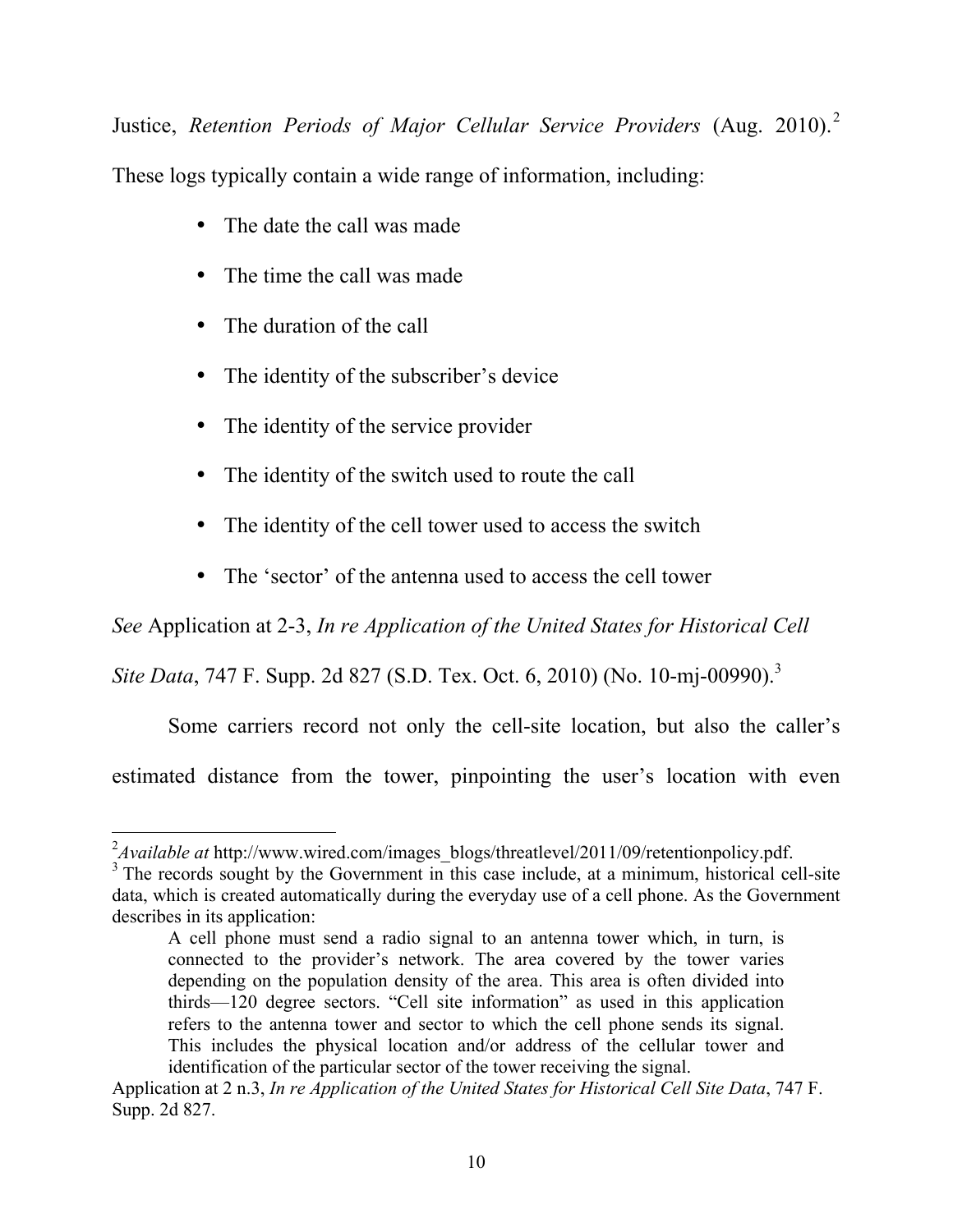Justice, *Retention Periods of Major Cellular Service Providers* (Aug. 2010).[2] These logs typically contain a wide range of information, including:

- The date the call was made
- The time the call was made
- The duration of the call
- The identity of the subscriber's device
- The identity of the service provider
- The identity of the switch used to route the call
- The identity of the cell tower used to access the switch
- The 'sector' of the antenna used to access the cell tower

*See* Application at 2-3, *In re Application of the United States for Historical Cell Site Data*, 747 F. Supp. 2d 827 (S.D. Tex. Oct. 6, 2010) (No. 10-mj-00990).[3]

Some carriers record not only the cell-site location, but also the caller's estimated distance from the tower, pinpointing the user's location with even

---

[2] *Available at* http://www.wired.com/images_blogs/threatlevel/2011/09/retentionpolicy.pdf.

[3] The records sought by the Government in this case include, at a minimum, historical cell-site data, which is created automatically during the everyday use of a cell phone. As the Government describes in its application:

> A cell phone must send a radio signal to an antenna tower which, in turn, is connected to the provider's network. The area covered by the tower varies depending on the population density of the area. This area is often divided into thirds—120 degree sectors. "Cell site information" as used in this application refers to the antenna tower and sector to which the cell phone sends its signal. This includes the physical location and/or address of the cellular tower and identification of the particular sector of the tower receiving the signal.

Application at 2 n.3, *In re Application of the United States for Historical Cell Site Data*, 747 F. Supp. 2d 827.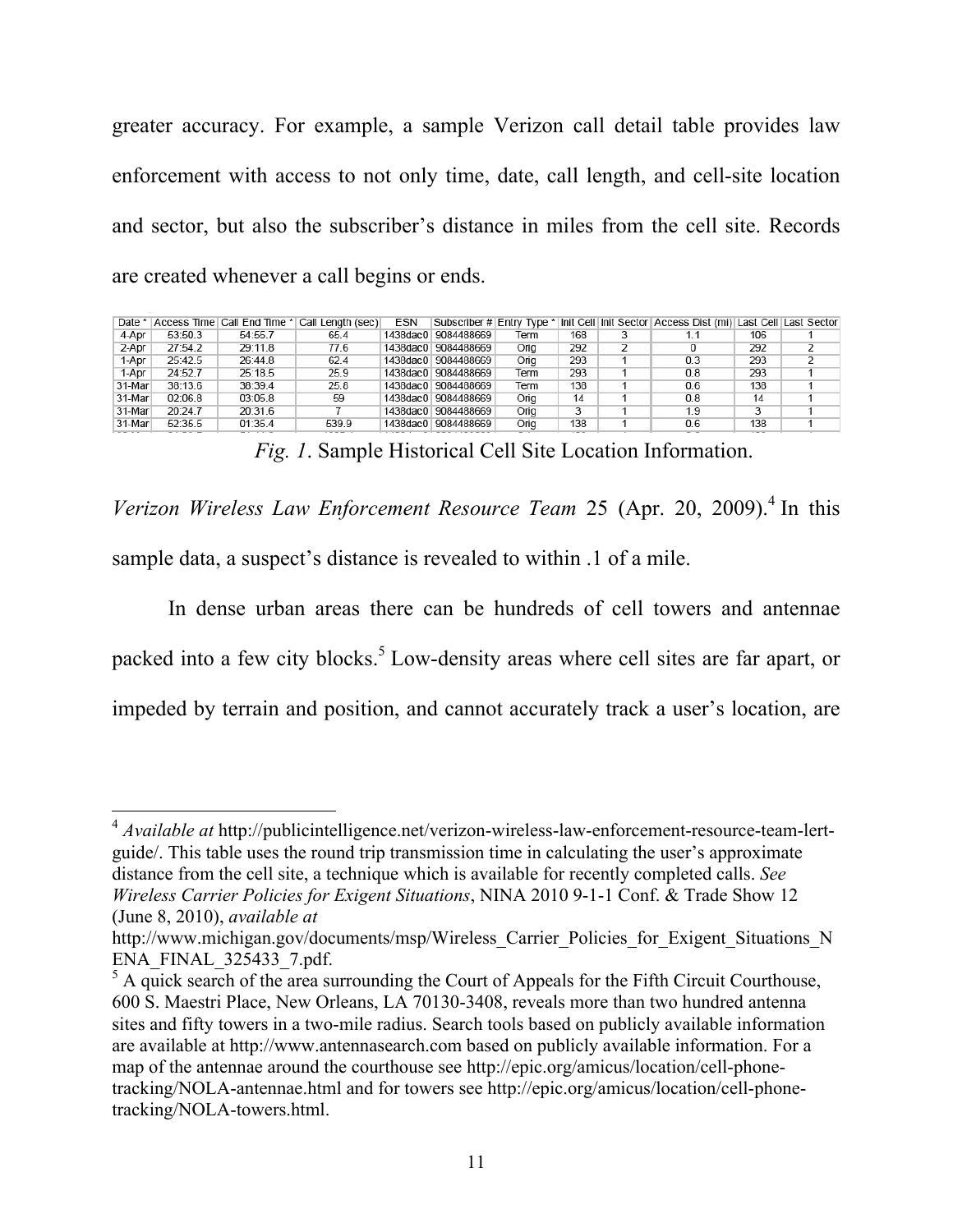greater accuracy. For example, a sample Verizon call detail table provides law enforcement with access to not only time, date, call length, and cell-site location and sector, but also the subscriber's distance in miles from the cell site. Records are created whenever a call begins or ends.

| Date * | Access Time | Call End Time * | Call Length (sec) | ESN | Subscriber # | Entry Type * | Init Cell | Init Sector | Access Dist (mi) | Last Cell | Last Sector |
|---|---|---|---|---|---|---|---|---|---|---|---|
| 4-Apr | 53:50.3 | 54:55.7 | 65.4 | 1438dac0 | 9084488669 | Term | 168 | 3 | 1.1 | 106 | 1 |
| 2-Apr | 27:54.2 | 29:11.8 | 77.6 | 1438dac0 | 9084488669 | Orig | 292 | 2 | 0 | 292 | 2 |
| 1-Apr | 25:42.5 | 26:44.8 | 62.4 | 1438dac0 | 9084488669 | Orig | 293 | 1 | 0.3 | 293 | 2 |
| 1-Apr | 24:52.7 | 25:18.5 | 25.9 | 1438dac0 | 9084488669 | Term | 293 | 1 | 0.8 | 293 | 1 |
| 31-Mar | 38:13.6 | 38:39.4 | 25.8 | 1438dac0 | 9084488669 | Term | 138 | 1 | 0.6 | 138 | 1 |
| 31-Mar | 02:06.8 | 03:05.8 | 59 | 1438dac0 | 9084488669 | Orig | 14 | 1 | 0.8 | 14 | 1 |
| 31-Mar | 20:24.7 | 20:31.6 | 7 | 1438dac0 | 9084488669 | Orig | 3 | 1 | 1.9 | 3 | 1 |
| 31-Mar | 52:35.5 | 01:35.4 | 539.9 | 1438dac0 | 9084488669 | Orig | 138 | 1 | 0.6 | 138 | 1 |

*Fig. 1*. Sample Historical Cell Site Location Information.

*Verizon Wireless Law Enforcement Resource Team* 25 (Apr. 20, 2009).[4] In this sample data, a suspect's distance is revealed to within .1 of a mile.

In dense urban areas there can be hundreds of cell towers and antennae packed into a few city blocks.[5] Low-density areas where cell sites are far apart, or impeded by terrain and position, and cannot accurately track a user's location, are

---

[4] *Available at* http://publicintelligence.net/verizon-wireless-law-enforcement-resource-team-lert-guide/. This table uses the round trip transmission time in calculating the user's approximate distance from the cell site, a technique which is available for recently completed calls. *See Wireless Carrier Policies for Exigent Situations*, NINA 2010 9-1-1 Conf. & Trade Show 12 (June 8, 2010), *available at* http://www.michigan.gov/documents/msp/Wireless_Carrier_Policies_for_Exigent_Situations_NENA_FINAL_325433_7.pdf.

[5] A quick search of the area surrounding the Court of Appeals for the Fifth Circuit Courthouse, 600 S. Maestri Place, New Orleans, LA 70130-3408, reveals more than two hundred antenna sites and fifty towers in a two-mile radius. Search tools based on publicly available information are available at http://www.antennasearch.com based on publicly available information. For a map of the antennae around the courthouse see http://epic.org/amicus/location/cell-phone-tracking/NOLA-antennae.html and for towers see http://epic.org/amicus/location/cell-phone-tracking/NOLA-towers.html.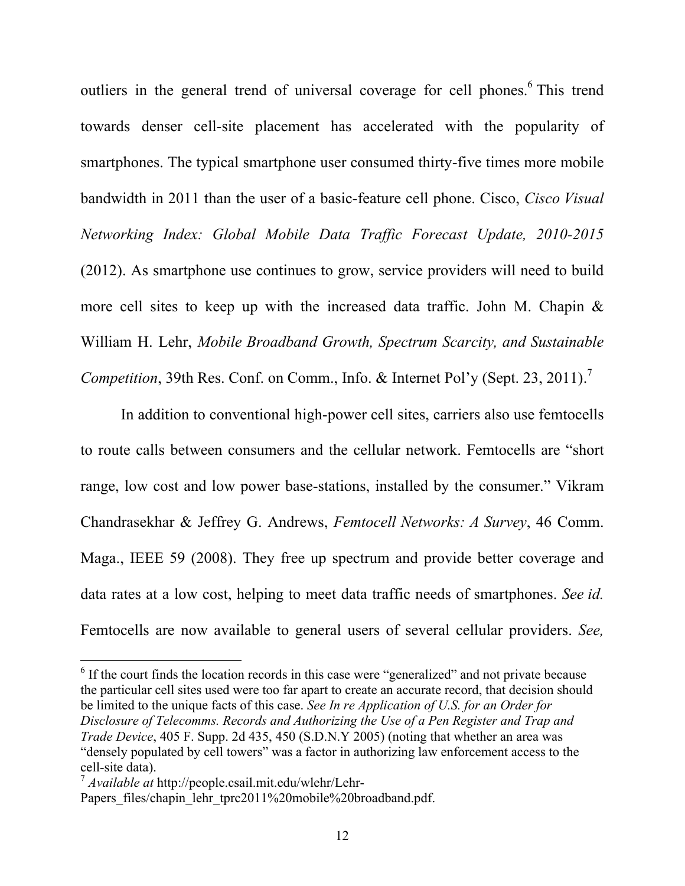outliers in the general trend of universal coverage for cell phones.[6] This trend towards denser cell-site placement has accelerated with the popularity of smartphones. The typical smartphone user consumed thirty-five times more mobile bandwidth in 2011 than the user of a basic-feature cell phone. Cisco, *Cisco Visual Networking Index: Global Mobile Data Traffic Forecast Update, 2010-2015* (2012). As smartphone use continues to grow, service providers will need to build more cell sites to keep up with the increased data traffic. John M. Chapin & William H. Lehr, *Mobile Broadband Growth, Spectrum Scarcity, and Sustainable Competition*, 39th Res. Conf. on Comm., Info. & Internet Pol'y (Sept. 23, 2011).[7]

In addition to conventional high-power cell sites, carriers also use femtocells to route calls between consumers and the cellular network. Femtocells are "short range, low cost and low power base-stations, installed by the consumer." Vikram Chandrasekhar & Jeffrey G. Andrews, *Femtocell Networks: A Survey*, 46 Comm. Maga., IEEE 59 (2008). They free up spectrum and provide better coverage and data rates at a low cost, helping to meet data traffic needs of smartphones. *See id.* Femtocells are now available to general users of several cellular providers. *See,*

---

[6] If the court finds the location records in this case were "generalized" and not private because the particular cell sites used were too far apart to create an accurate record, that decision should be limited to the unique facts of this case. *See In re Application of U.S. for an Order for Disclosure of Telecomms. Records and Authorizing the Use of a Pen Register and Trap and Trade Device*, 405 F. Supp. 2d 435, 450 (S.D.N.Y 2005) (noting that whether an area was "densely populated by cell towers" was a factor in authorizing law enforcement access to the cell-site data).

[7] *Available at* http://people.csail.mit.edu/wlehr/Lehr-Papers_files/chapin_lehr_tprc2011%20mobile%20broadband.pdf.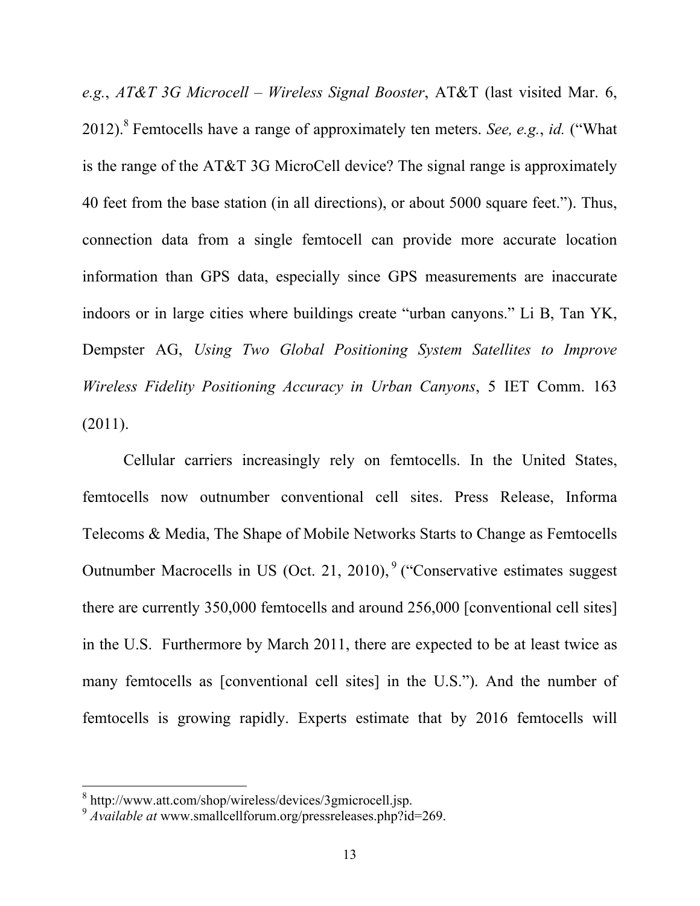*e.g.*, *AT&T 3G Microcell – Wireless Signal Booster*, AT&T (last visited Mar. 6, 2012).[8] Femtocells have a range of approximately ten meters. *See, e.g.*, *id.* ("What is the range of the AT&T 3G MicroCell device? The signal range is approximately 40 feet from the base station (in all directions), or about 5000 square feet."). Thus, connection data from a single femtocell can provide more accurate location information than GPS data, especially since GPS measurements are inaccurate indoors or in large cities where buildings create "urban canyons." Li B, Tan YK, Dempster AG, *Using Two Global Positioning System Satellites to Improve Wireless Fidelity Positioning Accuracy in Urban Canyons*, 5 IET Comm. 163 (2011).

Cellular carriers increasingly rely on femtocells. In the United States, femtocells now outnumber conventional cell sites. Press Release, Informa Telecoms & Media, The Shape of Mobile Networks Starts to Change as Femtocells Outnumber Macrocells in US (Oct. 21, 2010),[9] ("Conservative estimates suggest there are currently 350,000 femtocells and around 256,000 [conventional cell sites] in the U.S. Furthermore by March 2011, there are expected to be at least twice as many femtocells as [conventional cell sites] in the U.S."). And the number of femtocells is growing rapidly. Experts estimate that by 2016 femtocells will

---

[8] http://www.att.com/shop/wireless/devices/3gmicrocell.jsp.

[9] *Available at* www.smallcellforum.org/pressreleases.php?id=269.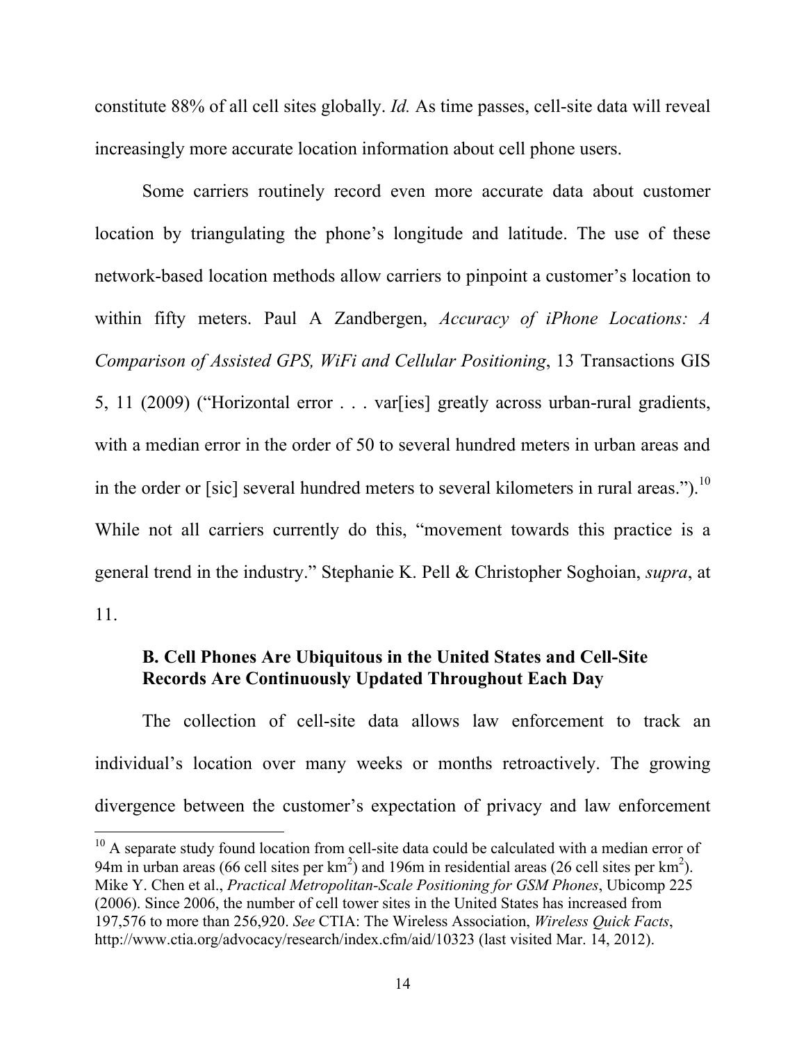constitute 88% of all cell sites globally. *Id.* As time passes, cell-site data will reveal increasingly more accurate location information about cell phone users.

Some carriers routinely record even more accurate data about customer location by triangulating the phone's longitude and latitude. The use of these network-based location methods allow carriers to pinpoint a customer's location to within fifty meters. Paul A Zandbergen, *Accuracy of iPhone Locations: A Comparison of Assisted GPS, WiFi and Cellular Positioning*, 13 Transactions GIS 5, 11 (2009) ("Horizontal error . . . var[ies] greatly across urban-rural gradients, with a median error in the order of 50 to several hundred meters in urban areas and in the order or [sic] several hundred meters to several kilometers in rural areas.").[10] While not all carriers currently do this, "movement towards this practice is a general trend in the industry." Stephanie K. Pell & Christopher Soghoian, *supra*, at 11.

### B. Cell Phones Are Ubiquitous in the United States and Cell-Site Records Are Continuously Updated Throughout Each Day

The collection of cell-site data allows law enforcement to track an individual's location over many weeks or months retroactively. The growing divergence between the customer's expectation of privacy and law enforcement

---

[10] A separate study found location from cell-site data could be calculated with a median error of 94m in urban areas (66 cell sites per km$^2$) and 196m in residential areas (26 cell sites per km$^2$). Mike Y. Chen et al., *Practical Metropolitan-Scale Positioning for GSM Phones*, Ubicomp 225 (2006). Since 2006, the number of cell tower sites in the United States has increased from 197,576 to more than 256,920. *See* CTIA: The Wireless Association, *Wireless Quick Facts*, http://www.ctia.org/advocacy/research/index.cfm/aid/10323 (last visited Mar. 14, 2012).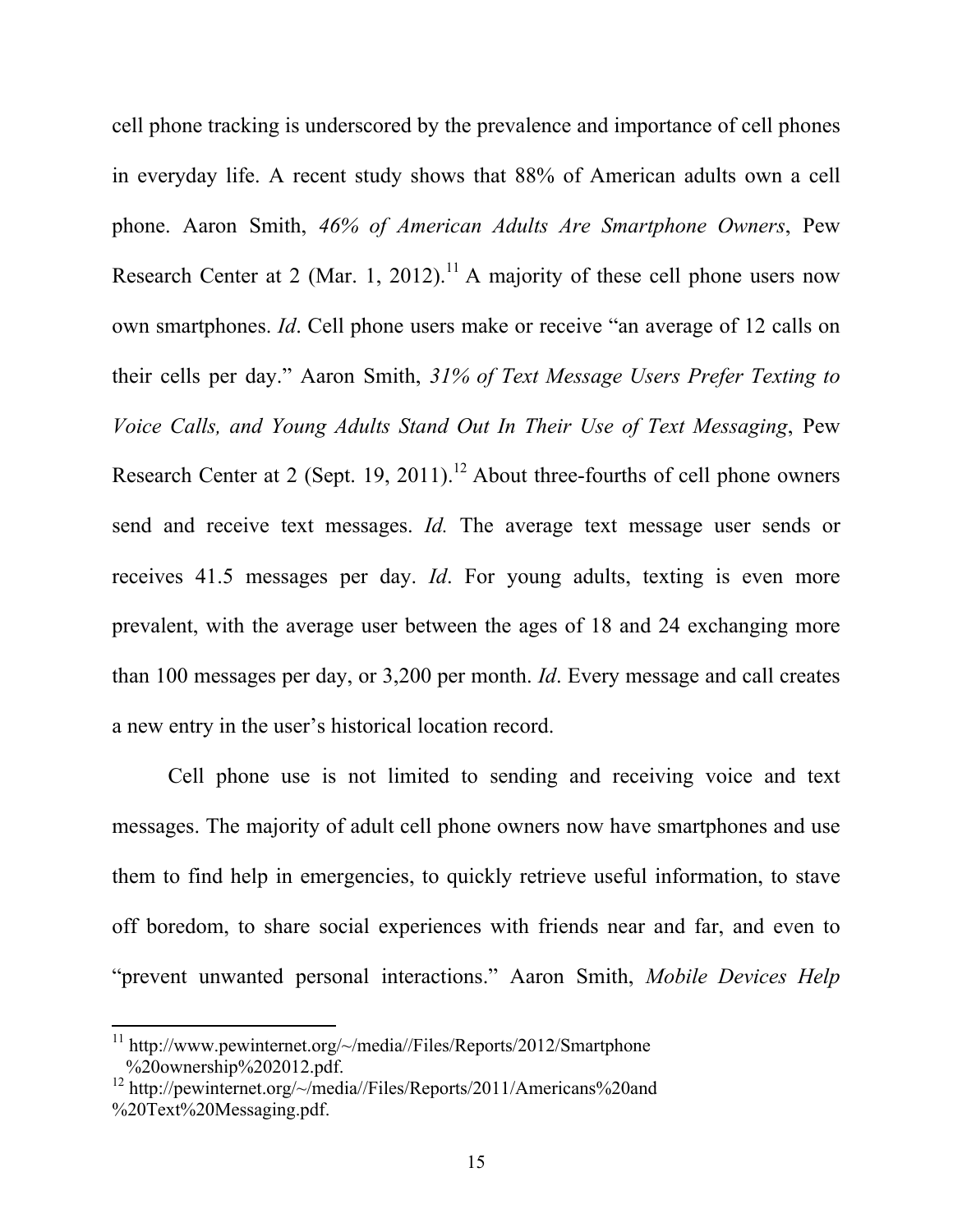cell phone tracking is underscored by the prevalence and importance of cell phones in everyday life. A recent study shows that 88% of American adults own a cell phone. Aaron Smith, *46% of American Adults Are Smartphone Owners*, Pew Research Center at 2 (Mar. 1, 2012).[11] A majority of these cell phone users now own smartphones. *Id*. Cell phone users make or receive "an average of 12 calls on their cells per day." Aaron Smith, *31% of Text Message Users Prefer Texting to Voice Calls, and Young Adults Stand Out In Their Use of Text Messaging*, Pew Research Center at 2 (Sept. 19, 2011).[12] About three-fourths of cell phone owners send and receive text messages. *Id.* The average text message user sends or receives 41.5 messages per day. *Id*. For young adults, texting is even more prevalent, with the average user between the ages of 18 and 24 exchanging more than 100 messages per day, or 3,200 per month. *Id*. Every message and call creates a new entry in the user's historical location record.

Cell phone use is not limited to sending and receiving voice and text messages. The majority of adult cell phone owners now have smartphones and use them to find help in emergencies, to quickly retrieve useful information, to stave off boredom, to share social experiences with friends near and far, and even to "prevent unwanted personal interactions." Aaron Smith, *Mobile Devices Help*

---

[11] http://www.pewinternet.org/~/media//Files/Reports/2012/Smartphone%20ownership%202012.pdf.

[12] http://pewinternet.org/~/media//Files/Reports/2011/Americans%20and%20Text%20Messaging.pdf.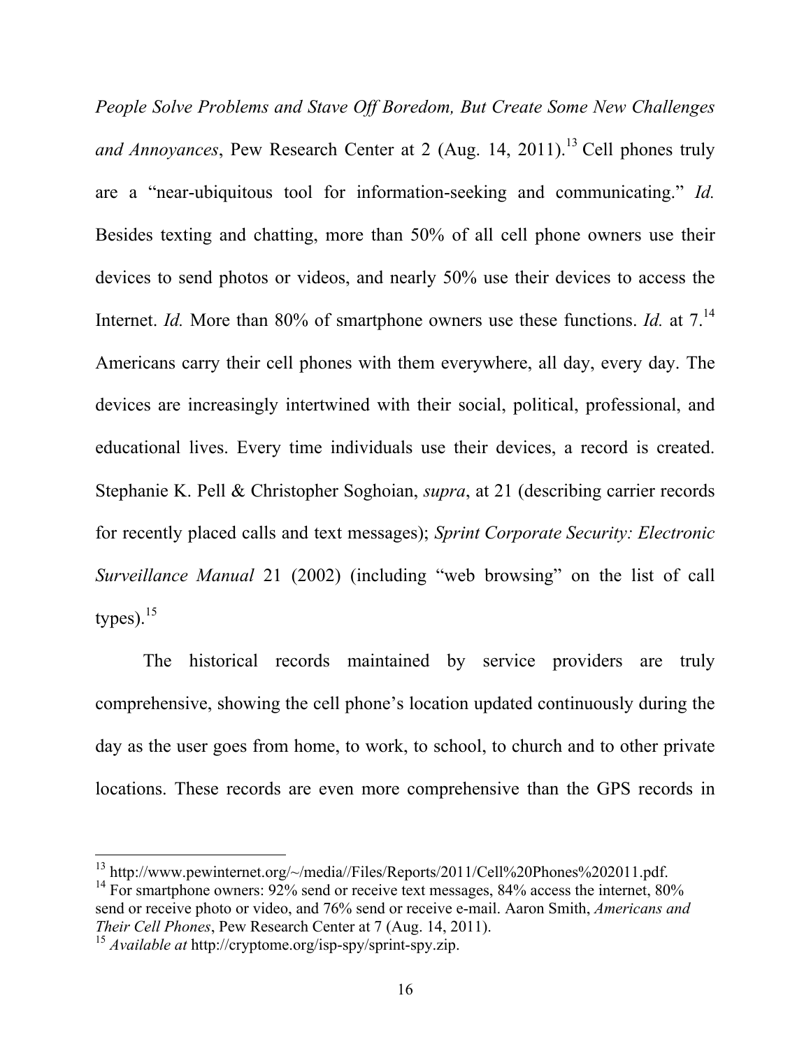*People Solve Problems and Stave Off Boredom, But Create Some New Challenges and Annoyances*, Pew Research Center at 2 (Aug. 14, 2011).[13] Cell phones truly are a "near-ubiquitous tool for information-seeking and communicating." *Id.* Besides texting and chatting, more than 50% of all cell phone owners use their devices to send photos or videos, and nearly 50% use their devices to access the Internet. *Id.* More than 80% of smartphone owners use these functions. *Id.* at 7.[14] Americans carry their cell phones with them everywhere, all day, every day. The devices are increasingly intertwined with their social, political, professional, and educational lives. Every time individuals use their devices, a record is created. Stephanie K. Pell & Christopher Soghoian, *supra*, at 21 (describing carrier records for recently placed calls and text messages); *Sprint Corporate Security: Electronic Surveillance Manual* 21 (2002) (including "web browsing" on the list of call types).[15]

The historical records maintained by service providers are truly comprehensive, showing the cell phone's location updated continuously during the day as the user goes from home, to work, to school, to church and to other private locations. These records are even more comprehensive than the GPS records in

---

[13] http://www.pewinternet.org/~/media//Files/Reports/2011/Cell%20Phones%202011.pdf.

[14] For smartphone owners: 92% send or receive text messages, 84% access the internet, 80% send or receive photo or video, and 76% send or receive e-mail. Aaron Smith, *Americans and Their Cell Phones*, Pew Research Center at 7 (Aug. 14, 2011).

[15] *Available at* http://cryptome.org/isp-spy/sprint-spy.zip.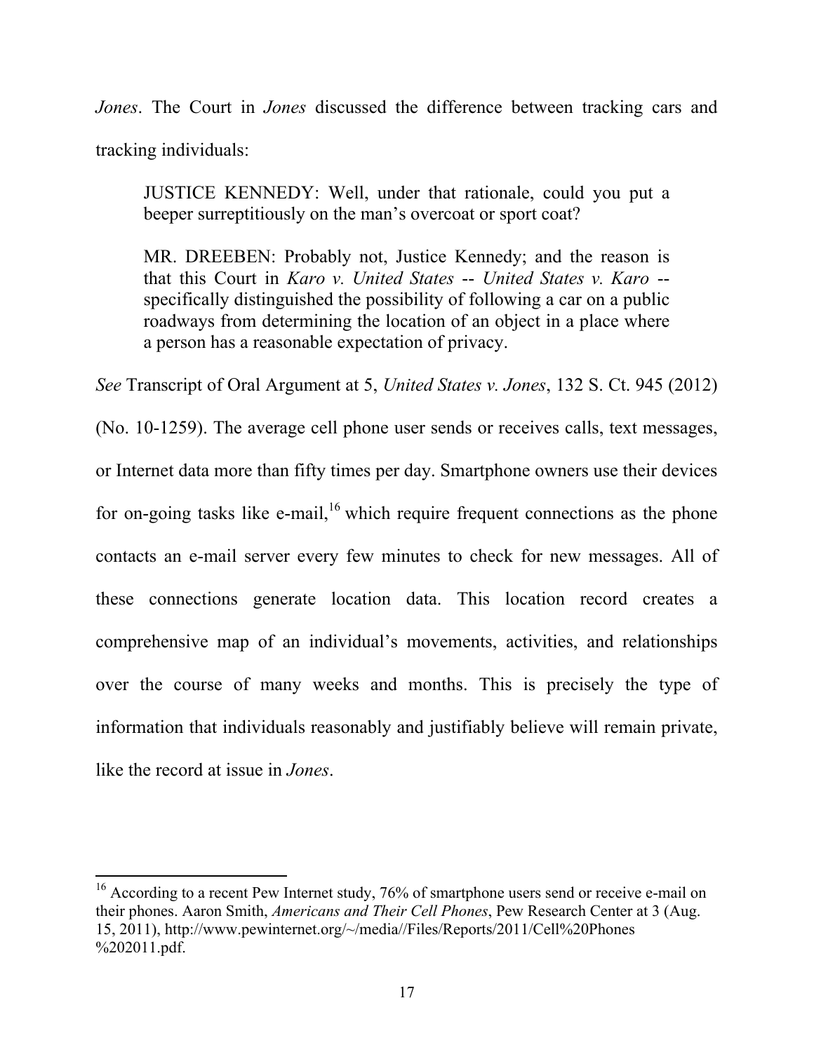*Jones*. The Court in *Jones* discussed the difference between tracking cars and tracking individuals:

> JUSTICE KENNEDY: Well, under that rationale, could you put a beeper surreptitiously on the man's overcoat or sport coat?
>
> MR. DREEBEN: Probably not, Justice Kennedy; and the reason is that this Court in *Karo v. United States* -- *United States v. Karo* -- specifically distinguished the possibility of following a car on a public roadways from determining the location of an object in a place where a person has a reasonable expectation of privacy.

*See* Transcript of Oral Argument at 5, *United States v. Jones*, 132 S. Ct. 945 (2012) (No. 10-1259). The average cell phone user sends or receives calls, text messages, or Internet data more than fifty times per day. Smartphone owners use their devices for on-going tasks like e-mail,[16] which require frequent connections as the phone contacts an e-mail server every few minutes to check for new messages. All of these connections generate location data. This location record creates a comprehensive map of an individual's movements, activities, and relationships over the course of many weeks and months. This is precisely the type of information that individuals reasonably and justifiably believe will remain private, like the record at issue in *Jones*.

---

[16] According to a recent Pew Internet study, 76% of smartphone users send or receive e-mail on their phones. Aaron Smith, *Americans and Their Cell Phones*, Pew Research Center at 3 (Aug. 15, 2011), http://www.pewinternet.org/~/media//Files/Reports/2011/Cell%20Phones%202011.pdf.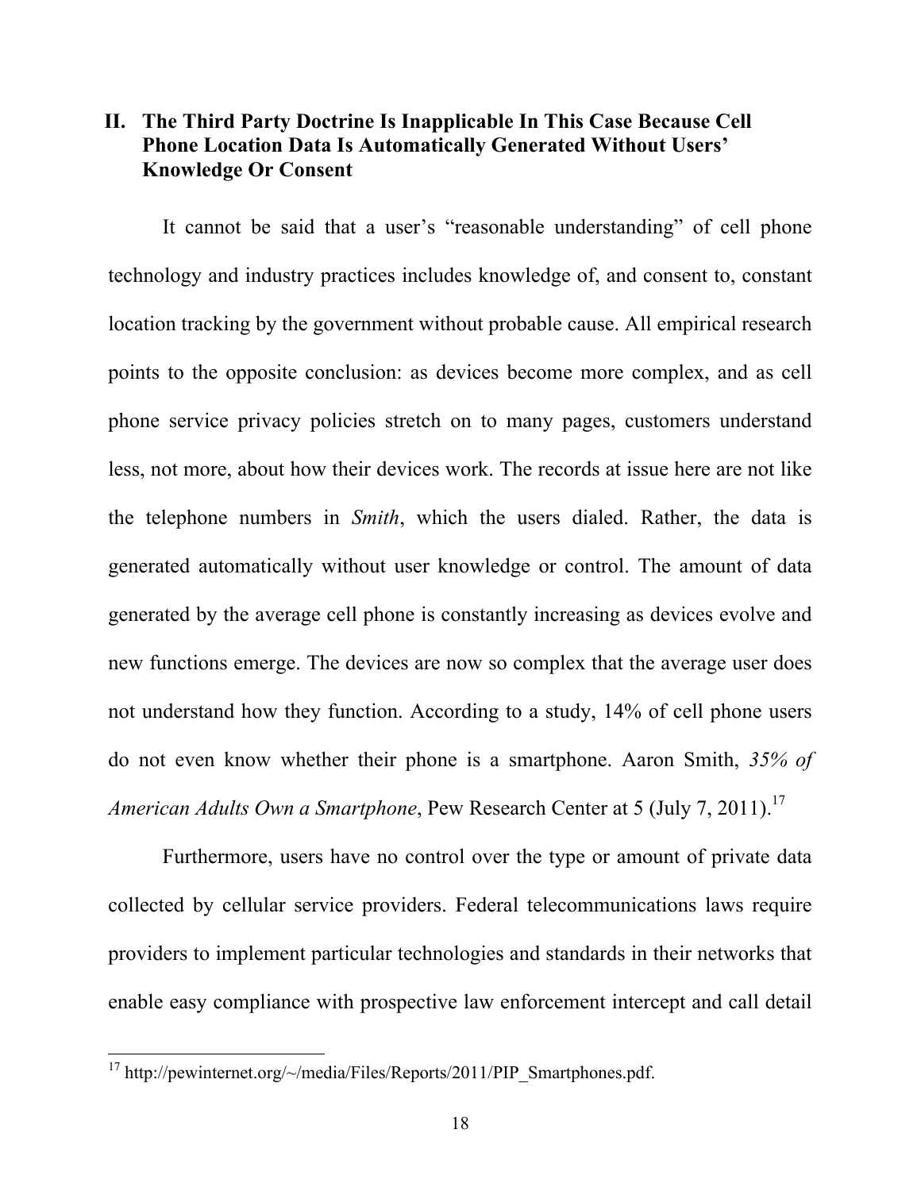## II. The Third Party Doctrine Is Inapplicable In This Case Because Cell Phone Location Data Is Automatically Generated Without Users' Knowledge Or Consent

It cannot be said that a user's "reasonable understanding" of cell phone technology and industry practices includes knowledge of, and consent to, constant location tracking by the government without probable cause. All empirical research points to the opposite conclusion: as devices become more complex, and as cell phone service privacy policies stretch on to many pages, customers understand less, not more, about how their devices work. The records at issue here are not like the telephone numbers in *Smith*, which the users dialed. Rather, the data is generated automatically without user knowledge or control. The amount of data generated by the average cell phone is constantly increasing as devices evolve and new functions emerge. The devices are now so complex that the average user does not understand how they function. According to a study, 14% of cell phone users do not even know whether their phone is a smartphone. Aaron Smith, *35% of American Adults Own a Smartphone*, Pew Research Center at 5 (July 7, 2011).[17]

Furthermore, users have no control over the type or amount of private data collected by cellular service providers. Federal telecommunications laws require providers to implement particular technologies and standards in their networks that enable easy compliance with prospective law enforcement intercept and call detail

[17] http://pewinternet.org/~/media/Files/Reports/2011/PIP_Smartphones.pdf.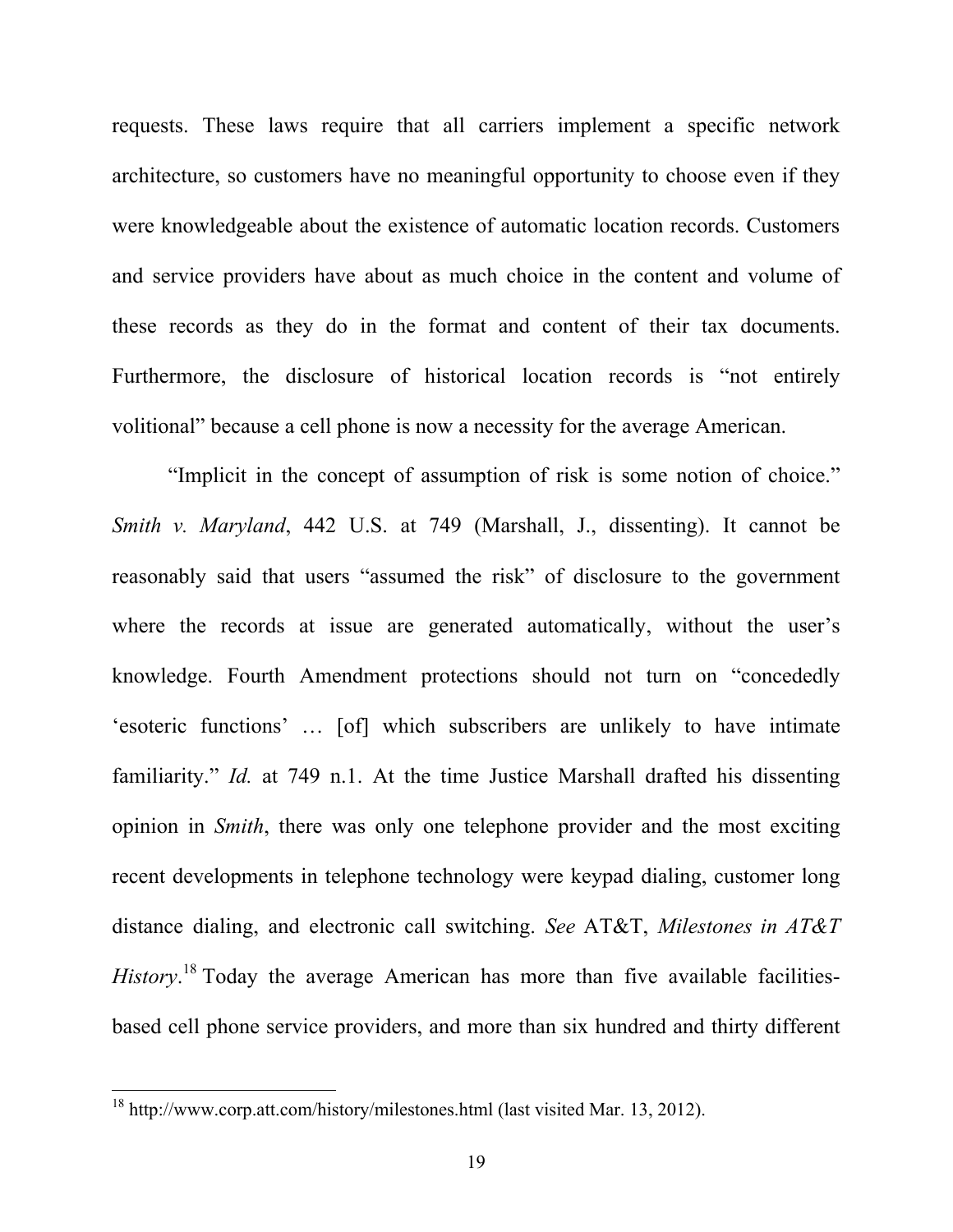requests. These laws require that all carriers implement a specific network architecture, so customers have no meaningful opportunity to choose even if they were knowledgeable about the existence of automatic location records. Customers and service providers have about as much choice in the content and volume of these records as they do in the format and content of their tax documents. Furthermore, the disclosure of historical location records is "not entirely volitional" because a cell phone is now a necessity for the average American.

"Implicit in the concept of assumption of risk is some notion of choice." *Smith v. Maryland*, 442 U.S. at 749 (Marshall, J., dissenting). It cannot be reasonably said that users "assumed the risk" of disclosure to the government where the records at issue are generated automatically, without the user's knowledge. Fourth Amendment protections should not turn on "concededly 'esoteric functions' … [of] which subscribers are unlikely to have intimate familiarity." *Id.* at 749 n.1. At the time Justice Marshall drafted his dissenting opinion in *Smith*, there was only one telephone provider and the most exciting recent developments in telephone technology were keypad dialing, customer long distance dialing, and electronic call switching. *See* AT&T, *Milestones in AT&T History*.[18] Today the average American has more than five available facilities-based cell phone service providers, and more than six hundred and thirty different

---

[18] http://www.corp.att.com/history/milestones.html (last visited Mar. 13, 2012).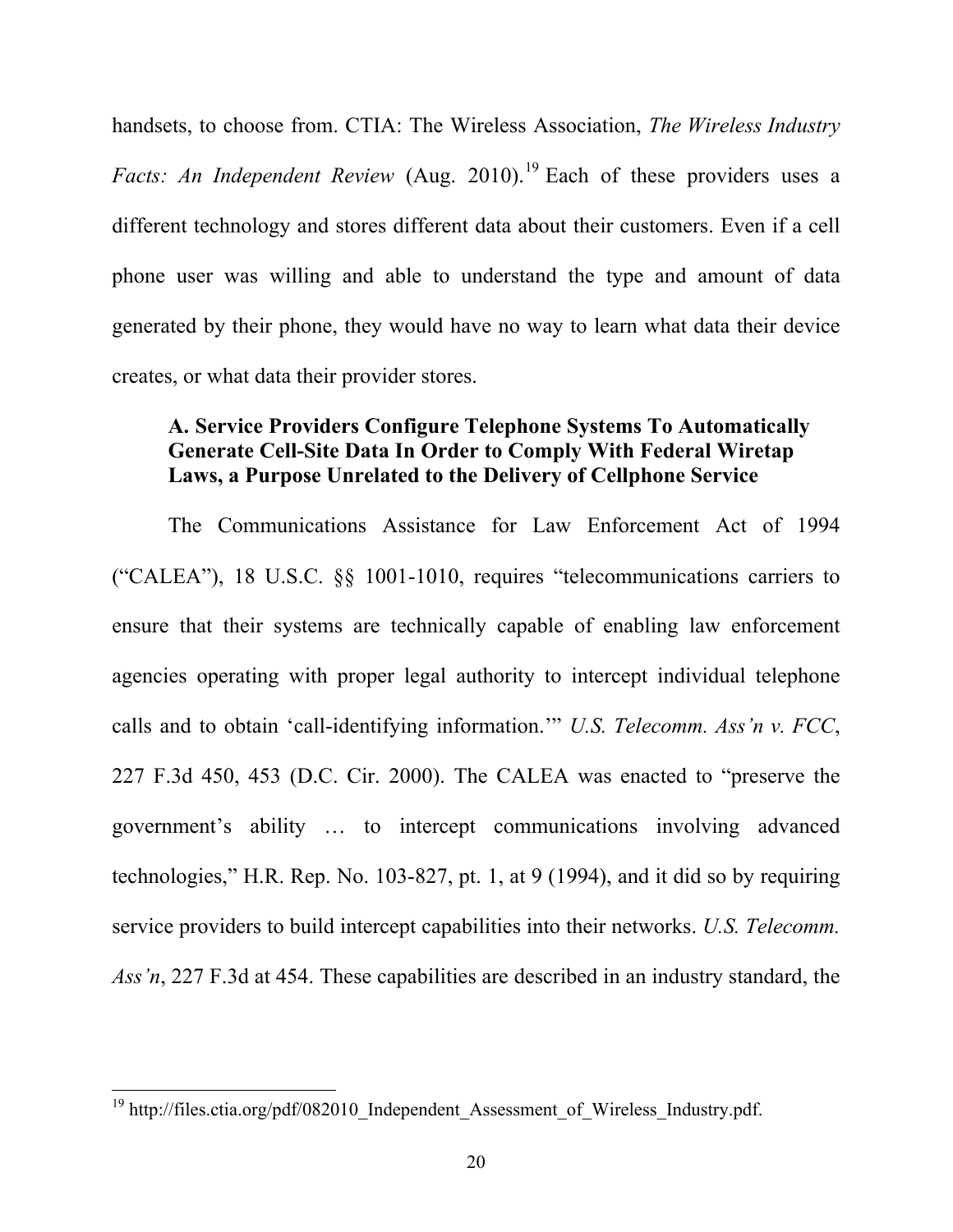handsets, to choose from. CTIA: The Wireless Association, *The Wireless Industry Facts: An Independent Review* (Aug. 2010).[19] Each of these providers uses a different technology and stores different data about their customers. Even if a cell phone user was willing and able to understand the type and amount of data generated by their phone, they would have no way to learn what data their device creates, or what data their provider stores.

### A. Service Providers Configure Telephone Systems To Automatically Generate Cell-Site Data In Order to Comply With Federal Wiretap Laws, a Purpose Unrelated to the Delivery of Cellphone Service

The Communications Assistance for Law Enforcement Act of 1994 ("CALEA"), 18 U.S.C. §§ 1001-1010, requires "telecommunications carriers to ensure that their systems are technically capable of enabling law enforcement agencies operating with proper legal authority to intercept individual telephone calls and to obtain 'call-identifying information.'" *U.S. Telecomm. Ass'n v. FCC*, 227 F.3d 450, 453 (D.C. Cir. 2000). The CALEA was enacted to "preserve the government's ability … to intercept communications involving advanced technologies," H.R. Rep. No. 103-827, pt. 1, at 9 (1994), and it did so by requiring service providers to build intercept capabilities into their networks. *U.S. Telecomm. Ass'n*, 227 F.3d at 454. These capabilities are described in an industry standard, the

[19] http://files.ctia.org/pdf/082010_Independent_Assessment_of_Wireless_Industry.pdf.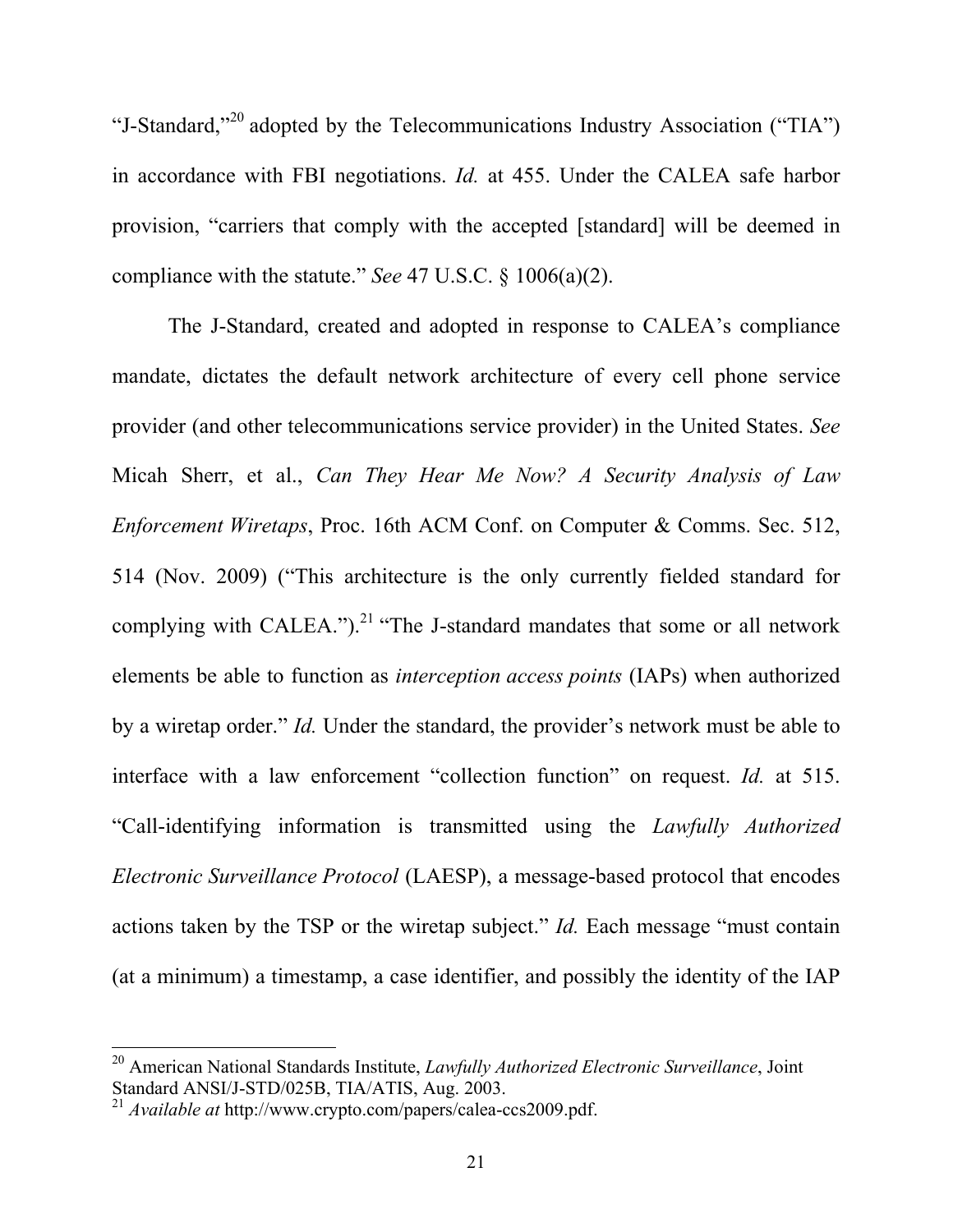"J-Standard,"[20] adopted by the Telecommunications Industry Association ("TIA") in accordance with FBI negotiations. *Id.* at 455. Under the CALEA safe harbor provision, "carriers that comply with the accepted [standard] will be deemed in compliance with the statute." *See* 47 U.S.C. § 1006(a)(2).

The J-Standard, created and adopted in response to CALEA's compliance mandate, dictates the default network architecture of every cell phone service provider (and other telecommunications service provider) in the United States. *See* Micah Sherr, et al., *Can They Hear Me Now? A Security Analysis of Law Enforcement Wiretaps*, Proc. 16th ACM Conf. on Computer & Comms. Sec. 512, 514 (Nov. 2009) ("This architecture is the only currently fielded standard for complying with CALEA.").[21] "The J-standard mandates that some or all network elements be able to function as *interception access points* (IAPs) when authorized by a wiretap order." *Id.* Under the standard, the provider's network must be able to interface with a law enforcement "collection function" on request. *Id.* at 515. "Call-identifying information is transmitted using the *Lawfully Authorized Electronic Surveillance Protocol* (LAESP), a message-based protocol that encodes actions taken by the TSP or the wiretap subject." *Id.* Each message "must contain (at a minimum) a timestamp, a case identifier, and possibly the identity of the IAP

---

[20] American National Standards Institute, *Lawfully Authorized Electronic Surveillance*, Joint Standard ANSI/J-STD/025B, TIA/ATIS, Aug. 2003.

[21] *Available at* http://www.crypto.com/papers/calea-ccs2009.pdf.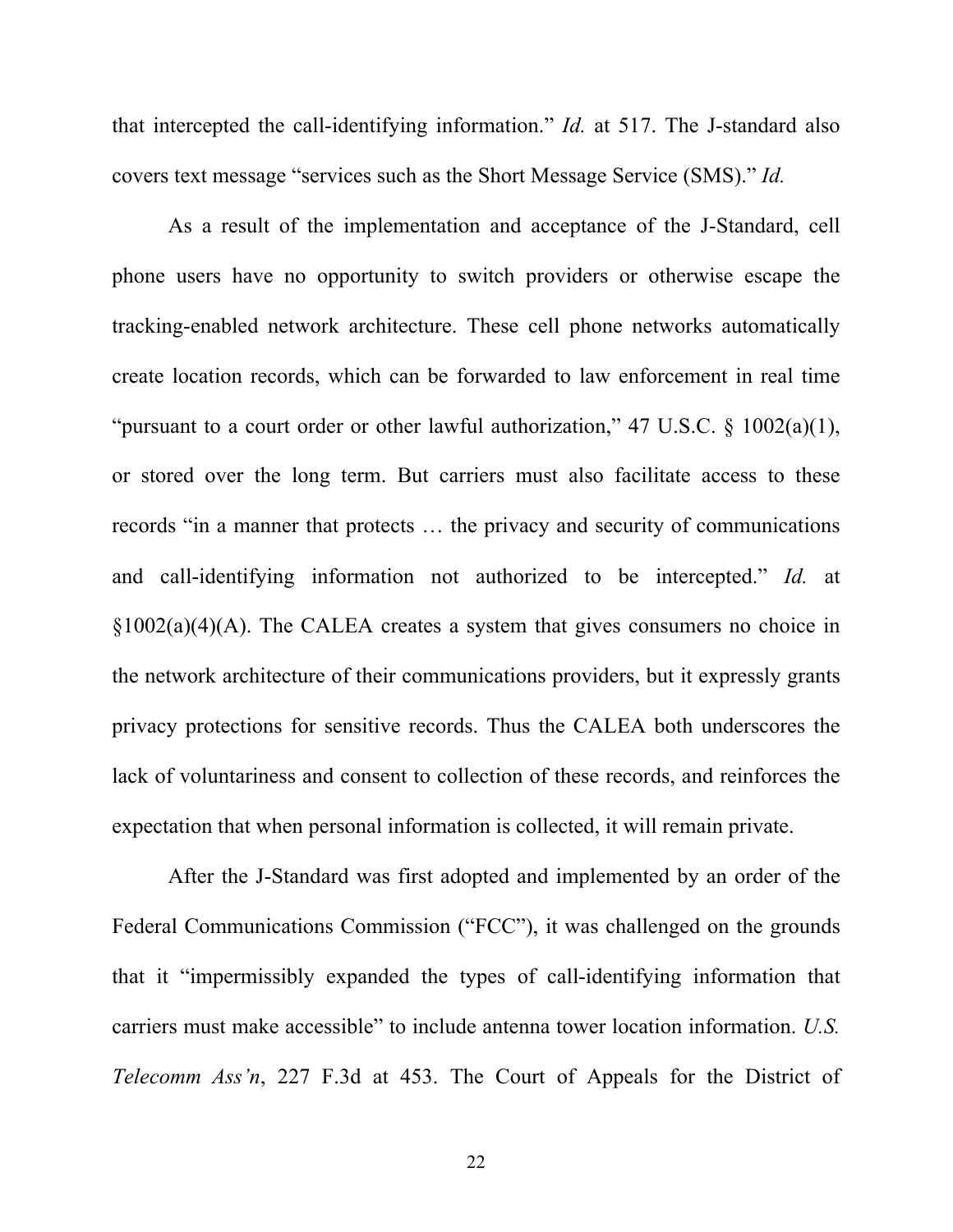that intercepted the call-identifying information." *Id.* at 517. The J-standard also covers text message "services such as the Short Message Service (SMS)." *Id.*

As a result of the implementation and acceptance of the J-Standard, cell phone users have no opportunity to switch providers or otherwise escape the tracking-enabled network architecture. These cell phone networks automatically create location records, which can be forwarded to law enforcement in real time "pursuant to a court order or other lawful authorization," 47 U.S.C. § 1002(a)(1), or stored over the long term. But carriers must also facilitate access to these records "in a manner that protects … the privacy and security of communications and call-identifying information not authorized to be intercepted." *Id.* at §1002(a)(4)(A). The CALEA creates a system that gives consumers no choice in the network architecture of their communications providers, but it expressly grants privacy protections for sensitive records. Thus the CALEA both underscores the lack of voluntariness and consent to collection of these records, and reinforces the expectation that when personal information is collected, it will remain private.

After the J-Standard was first adopted and implemented by an order of the Federal Communications Commission ("FCC"), it was challenged on the grounds that it "impermissibly expanded the types of call-identifying information that carriers must make accessible" to include antenna tower location information. *U.S. Telecomm Ass'n*, 227 F.3d at 453. The Court of Appeals for the District of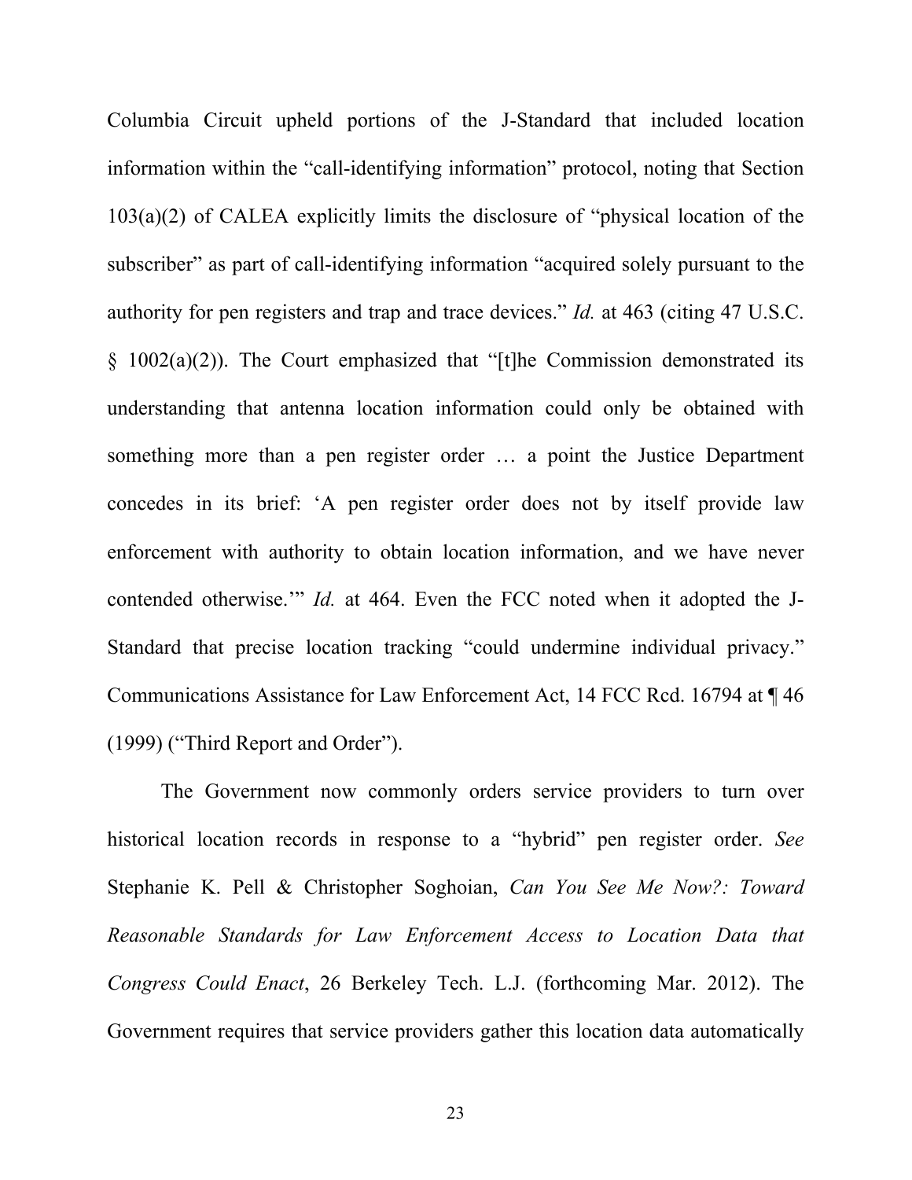Columbia Circuit upheld portions of the J-Standard that included location information within the "call-identifying information" protocol, noting that Section 103(a)(2) of CALEA explicitly limits the disclosure of "physical location of the subscriber" as part of call-identifying information "acquired solely pursuant to the authority for pen registers and trap and trace devices." *Id.* at 463 (citing 47 U.S.C. § 1002(a)(2)). The Court emphasized that "[t]he Commission demonstrated its understanding that antenna location information could only be obtained with something more than a pen register order … a point the Justice Department concedes in its brief: 'A pen register order does not by itself provide law enforcement with authority to obtain location information, and we have never contended otherwise.'" *Id.* at 464. Even the FCC noted when it adopted the J-Standard that precise location tracking "could undermine individual privacy." Communications Assistance for Law Enforcement Act, 14 FCC Rcd. 16794 at ¶ 46 (1999) ("Third Report and Order").

The Government now commonly orders service providers to turn over historical location records in response to a "hybrid" pen register order. *See* Stephanie K. Pell & Christopher Soghoian, *Can You See Me Now?: Toward Reasonable Standards for Law Enforcement Access to Location Data that Congress Could Enact*, 26 Berkeley Tech. L.J. (forthcoming Mar. 2012). The Government requires that service providers gather this location data automatically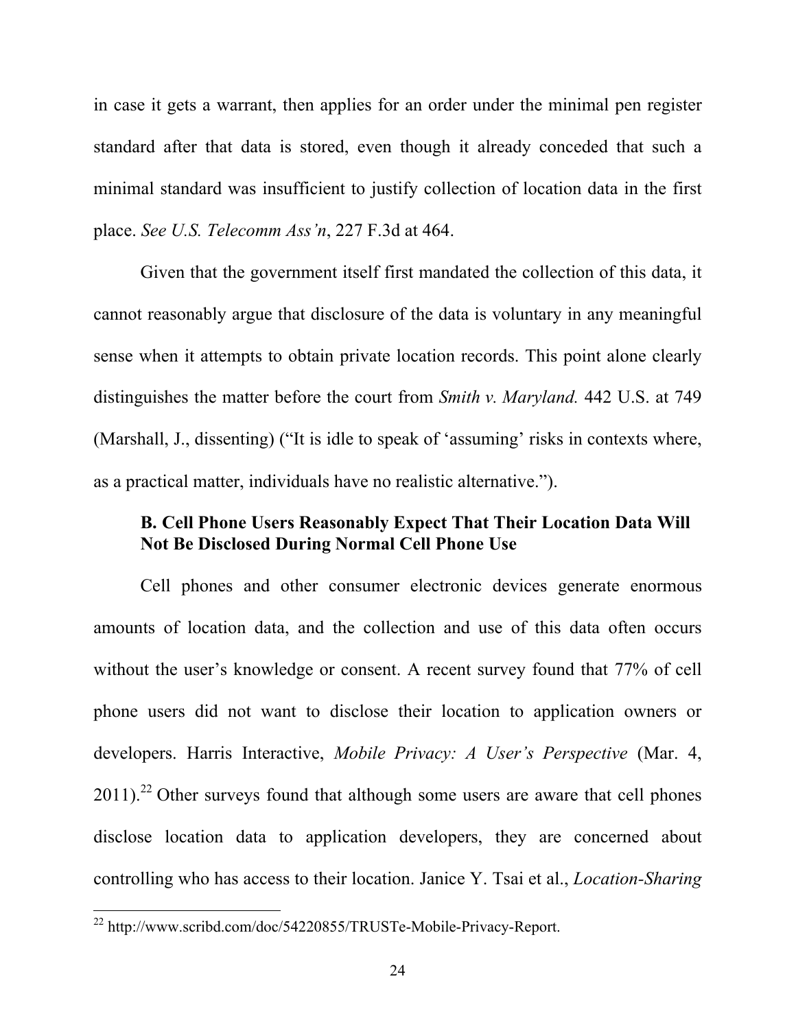in case it gets a warrant, then applies for an order under the minimal pen register standard after that data is stored, even though it already conceded that such a minimal standard was insufficient to justify collection of location data in the first place. *See U.S. Telecomm Ass'n*, 227 F.3d at 464.

Given that the government itself first mandated the collection of this data, it cannot reasonably argue that disclosure of the data is voluntary in any meaningful sense when it attempts to obtain private location records. This point alone clearly distinguishes the matter before the court from *Smith v. Maryland.* 442 U.S. at 749 (Marshall, J., dissenting) ("It is idle to speak of 'assuming' risks in contexts where, as a practical matter, individuals have no realistic alternative.").

### B. Cell Phone Users Reasonably Expect That Their Location Data Will Not Be Disclosed During Normal Cell Phone Use

Cell phones and other consumer electronic devices generate enormous amounts of location data, and the collection and use of this data often occurs without the user's knowledge or consent. A recent survey found that 77% of cell phone users did not want to disclose their location to application owners or developers. Harris Interactive, *Mobile Privacy: A User's Perspective* (Mar. 4, 2011).[22] Other surveys found that although some users are aware that cell phones disclose location data to application developers, they are concerned about controlling who has access to their location. Janice Y. Tsai et al., *Location-Sharing*

[22] http://www.scribd.com/doc/54220855/TRUSTe-Mobile-Privacy-Report.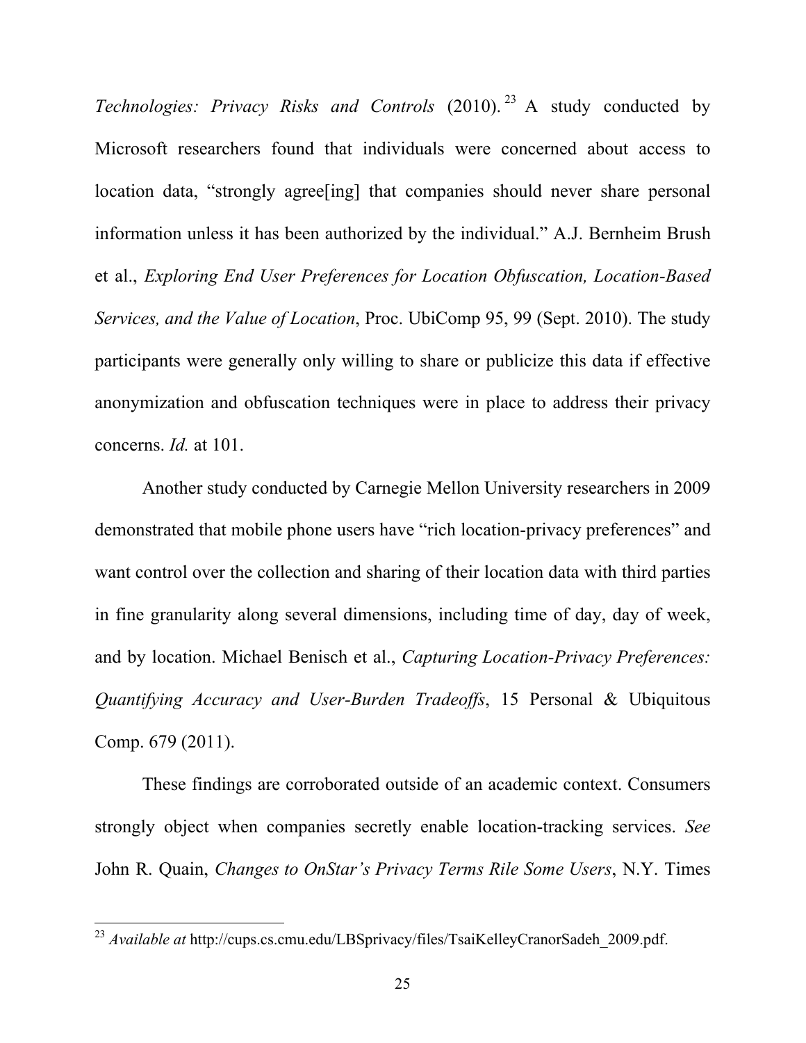*Technologies: Privacy Risks and Controls* (2010).[23] A study conducted by Microsoft researchers found that individuals were concerned about access to location data, "strongly agree[ing] that companies should never share personal information unless it has been authorized by the individual." A.J. Bernheim Brush et al., *Exploring End User Preferences for Location Obfuscation, Location-Based Services, and the Value of Location*, Proc. UbiComp 95, 99 (Sept. 2010). The study participants were generally only willing to share or publicize this data if effective anonymization and obfuscation techniques were in place to address their privacy concerns. *Id.* at 101.

Another study conducted by Carnegie Mellon University researchers in 2009 demonstrated that mobile phone users have "rich location-privacy preferences" and want control over the collection and sharing of their location data with third parties in fine granularity along several dimensions, including time of day, day of week, and by location. Michael Benisch et al., *Capturing Location-Privacy Preferences: Quantifying Accuracy and User-Burden Tradeoffs*, 15 Personal & Ubiquitous Comp. 679 (2011).

These findings are corroborated outside of an academic context. Consumers strongly object when companies secretly enable location-tracking services. *See* John R. Quain, *Changes to OnStar's Privacy Terms Rile Some Users*, N.Y. Times

---

[23] *Available at* http://cups.cs.cmu.edu/LBSprivacy/files/TsaiKelleyCranorSadeh_2009.pdf.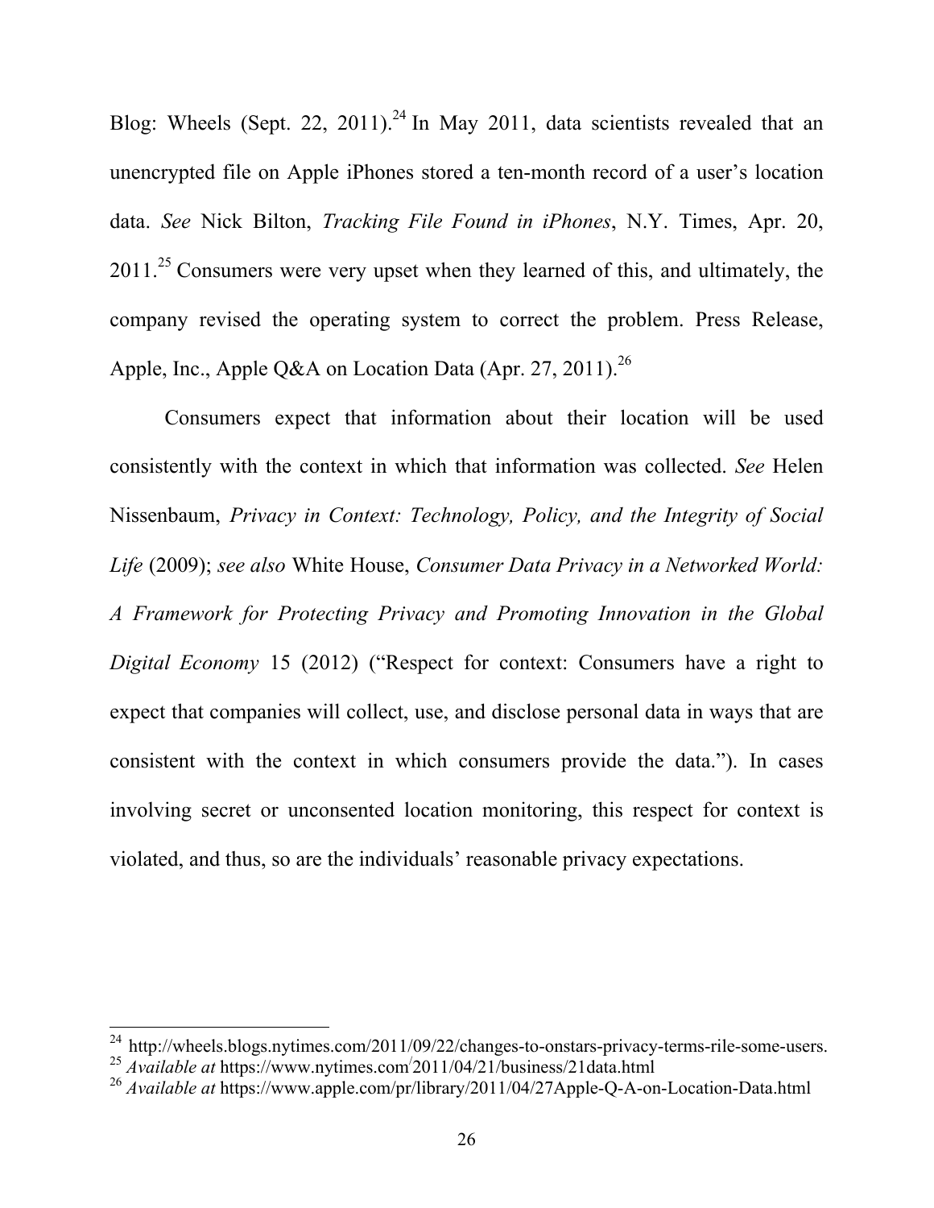Blog: Wheels (Sept. 22, 2011).[24] In May 2011, data scientists revealed that an unencrypted file on Apple iPhones stored a ten-month record of a user's location data. *See* Nick Bilton, *Tracking File Found in iPhones*, N.Y. Times, Apr. 20, 2011.[25] Consumers were very upset when they learned of this, and ultimately, the company revised the operating system to correct the problem. Press Release, Apple, Inc., Apple Q&A on Location Data (Apr. 27, 2011).[26]

Consumers expect that information about their location will be used consistently with the context in which that information was collected. *See* Helen Nissenbaum, *Privacy in Context: Technology, Policy, and the Integrity of Social Life* (2009); *see also* White House, *Consumer Data Privacy in a Networked World: A Framework for Protecting Privacy and Promoting Innovation in the Global Digital Economy* 15 (2012) ("Respect for context: Consumers have a right to expect that companies will collect, use, and disclose personal data in ways that are consistent with the context in which consumers provide the data."). In cases involving secret or unconsented location monitoring, this respect for context is violated, and thus, so are the individuals' reasonable privacy expectations.

---

[24] http://wheels.blogs.nytimes.com/2011/09/22/changes-to-onstars-privacy-terms-rile-some-users.

[25] *Available at* https://www.nytimes.com/2011/04/21/business/21data.html

[26] *Available at* https://www.apple.com/pr/library/2011/04/27Apple-Q-A-on-Location-Data.html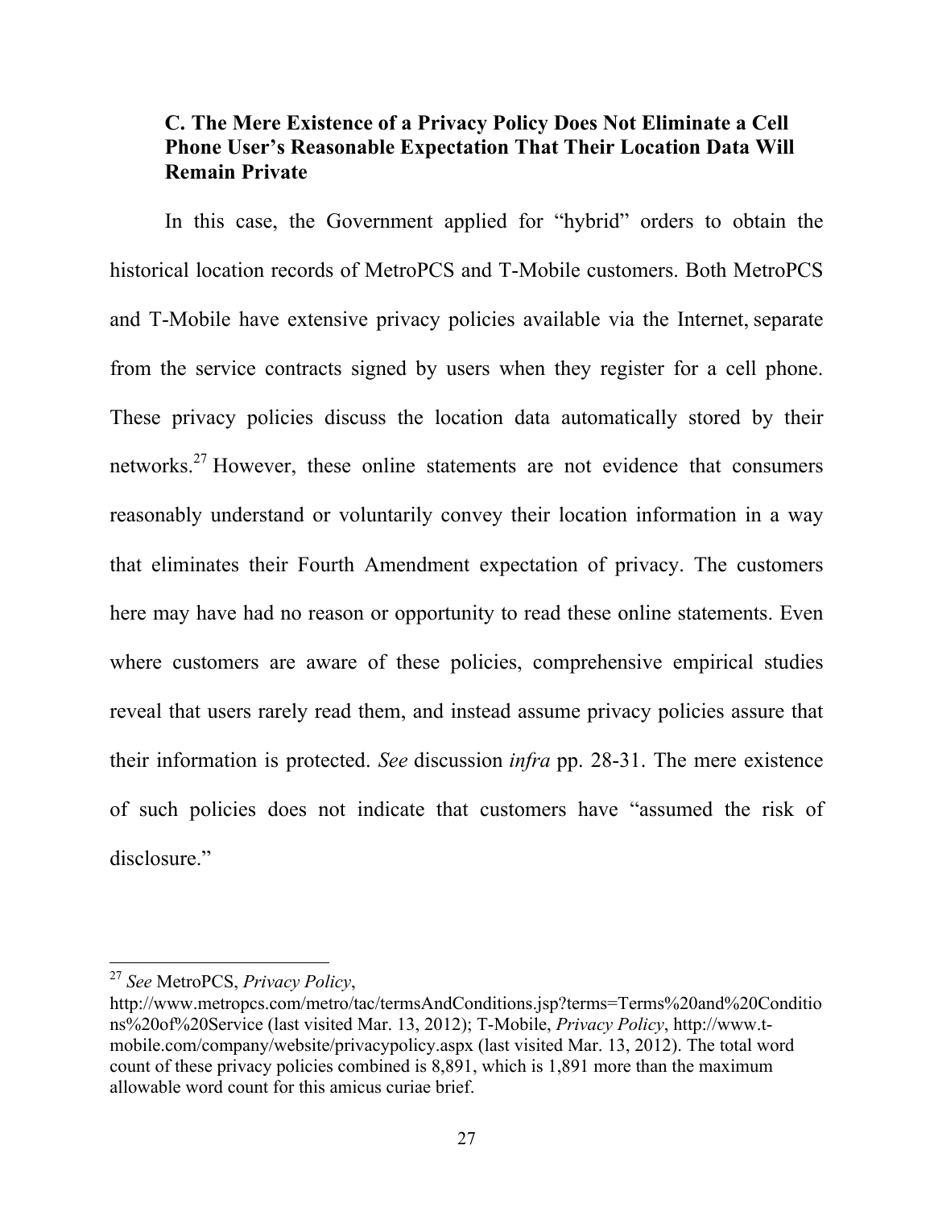### C. The Mere Existence of a Privacy Policy Does Not Eliminate a Cell Phone User's Reasonable Expectation That Their Location Data Will Remain Private

In this case, the Government applied for "hybrid" orders to obtain the historical location records of MetroPCS and T-Mobile customers. Both MetroPCS and T-Mobile have extensive privacy policies available via the Internet, separate from the service contracts signed by users when they register for a cell phone. These privacy policies discuss the location data automatically stored by their networks.[27] However, these online statements are not evidence that consumers reasonably understand or voluntarily convey their location information in a way that eliminates their Fourth Amendment expectation of privacy. The customers here may have had no reason or opportunity to read these online statements. Even where customers are aware of these policies, comprehensive empirical studies reveal that users rarely read them, and instead assume privacy policies assure that their information is protected. *See* discussion *infra* pp. 28-31. The mere existence of such policies does not indicate that customers have "assumed the risk of disclosure."

---

[27] *See* MetroPCS, *Privacy Policy*, http://www.metropcs.com/metro/tac/termsAndConditions.jsp?terms=Terms%20and%20Conditions%20of%20Service (last visited Mar. 13, 2012); T-Mobile, *Privacy Policy*, http://www.t-mobile.com/company/website/privacypolicy.aspx (last visited Mar. 13, 2012). The total word count of these privacy policies combined is 8,891, which is 1,891 more than the maximum allowable word count for this amicus curiae brief.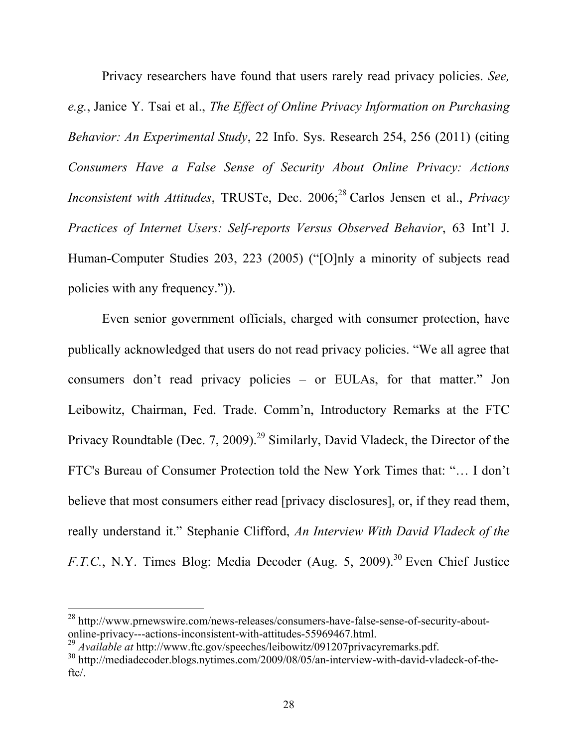Privacy researchers have found that users rarely read privacy policies. *See, e.g.*, Janice Y. Tsai et al., *The Effect of Online Privacy Information on Purchasing Behavior: An Experimental Study*, 22 Info. Sys. Research 254, 256 (2011) (citing *Consumers Have a False Sense of Security About Online Privacy: Actions Inconsistent with Attitudes*, TRUSTe, Dec. 2006;[28] Carlos Jensen et al., *Privacy Practices of Internet Users: Self-reports Versus Observed Behavior*, 63 Int'l J. Human-Computer Studies 203, 223 (2005) ("[O]nly a minority of subjects read policies with any frequency.")).

Even senior government officials, charged with consumer protection, have publically acknowledged that users do not read privacy policies. "We all agree that consumers don't read privacy policies – or EULAs, for that matter." Jon Leibowitz, Chairman, Fed. Trade. Comm'n, Introductory Remarks at the FTC Privacy Roundtable (Dec. 7, 2009).[29] Similarly, David Vladeck, the Director of the FTC's Bureau of Consumer Protection told the New York Times that: "… I don't believe that most consumers either read [privacy disclosures], or, if they read them, really understand it." Stephanie Clifford, *An Interview With David Vladeck of the F.T.C.*, N.Y. Times Blog: Media Decoder (Aug. 5, 2009).[30] Even Chief Justice

---

[28] http://www.prnewswire.com/news-releases/consumers-have-false-sense-of-security-about-online-privacy---actions-inconsistent-with-attitudes-55969467.html.

[29] *Available at* http://www.ftc.gov/speeches/leibowitz/091207privacyremarks.pdf.

[30] http://mediadecoder.blogs.nytimes.com/2009/08/05/an-interview-with-david-vladeck-of-the-ftc/.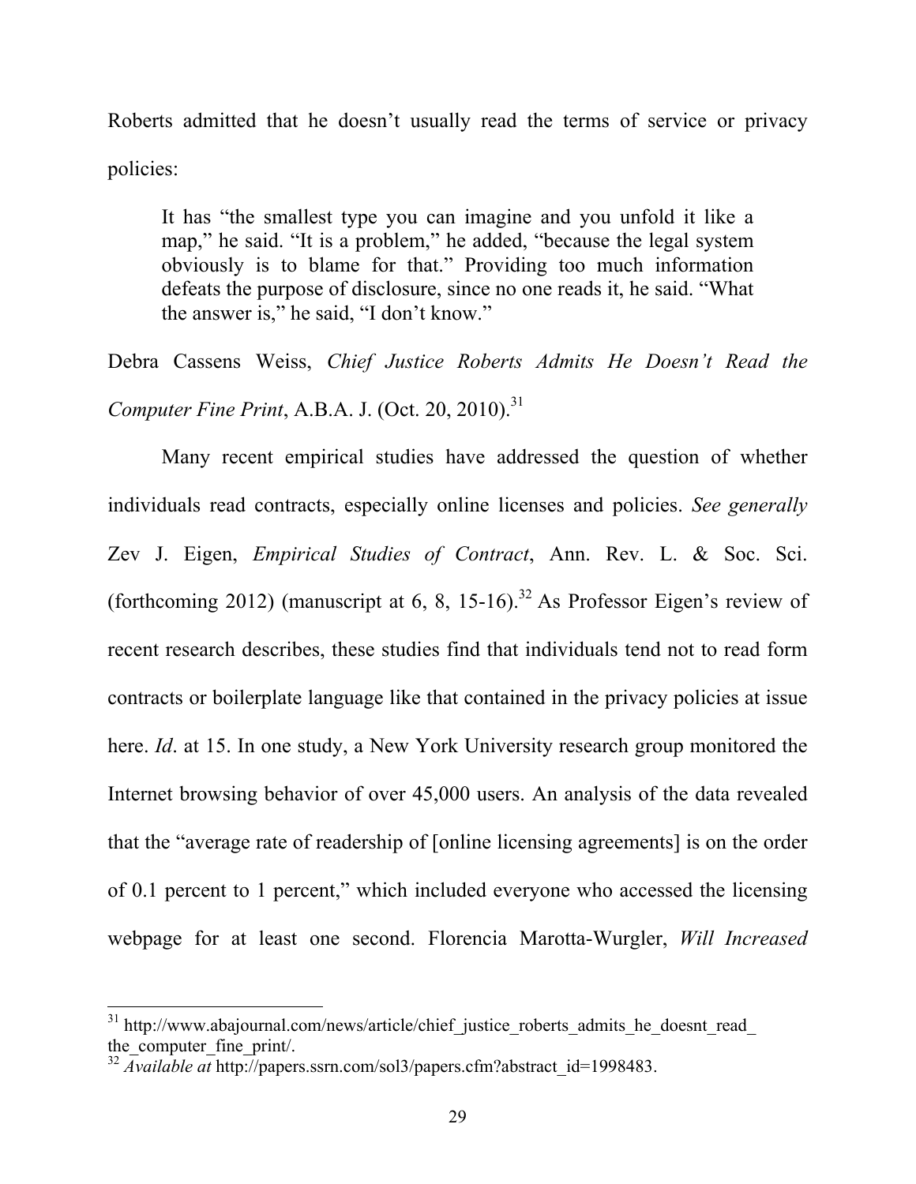Roberts admitted that he doesn't usually read the terms of service or privacy policies:

> It has "the smallest type you can imagine and you unfold it like a map," he said. "It is a problem," he added, "because the legal system obviously is to blame for that." Providing too much information defeats the purpose of disclosure, since no one reads it, he said. "What the answer is," he said, "I don't know."

Debra Cassens Weiss, *Chief Justice Roberts Admits He Doesn't Read the Computer Fine Print*, A.B.A. J. (Oct. 20, 2010).[31]

Many recent empirical studies have addressed the question of whether individuals read contracts, especially online licenses and policies. *See generally* Zev J. Eigen, *Empirical Studies of Contract*, Ann. Rev. L. & Soc. Sci. (forthcoming 2012) (manuscript at 6, 8, 15-16).[32] As Professor Eigen's review of recent research describes, these studies find that individuals tend not to read form contracts or boilerplate language like that contained in the privacy policies at issue here. *Id*. at 15. In one study, a New York University research group monitored the Internet browsing behavior of over 45,000 users. An analysis of the data revealed that the "average rate of readership of [online licensing agreements] is on the order of 0.1 percent to 1 percent," which included everyone who accessed the licensing webpage for at least one second. Florencia Marotta-Wurgler, *Will Increased*

---

[31] http://www.abajournal.com/news/article/chief_justice_roberts_admits_he_doesnt_read_the_computer_fine_print/.

[32] *Available at* http://papers.ssrn.com/sol3/papers.cfm?abstract_id=1998483.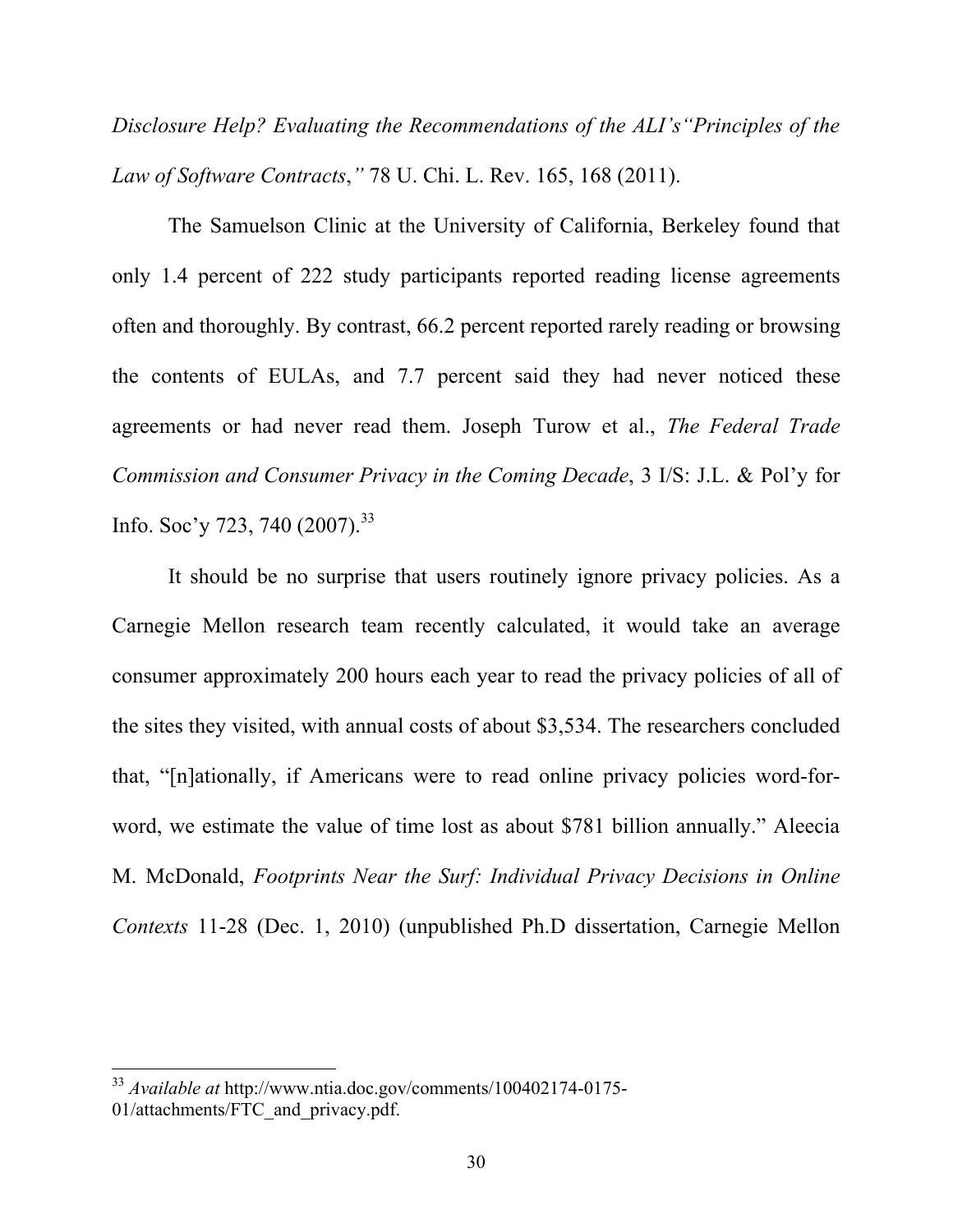*Disclosure Help? Evaluating the Recommendations of the ALI's"Principles of the Law of Software Contracts*,*"* 78 U. Chi. L. Rev. 165, 168 (2011).

The Samuelson Clinic at the University of California, Berkeley found that only 1.4 percent of 222 study participants reported reading license agreements often and thoroughly. By contrast, 66.2 percent reported rarely reading or browsing the contents of EULAs, and 7.7 percent said they had never noticed these agreements or had never read them. Joseph Turow et al., *The Federal Trade Commission and Consumer Privacy in the Coming Decade*, 3 I/S: J.L. & Pol'y for Info. Soc'y 723, 740 (2007).[33]

It should be no surprise that users routinely ignore privacy policies. As a Carnegie Mellon research team recently calculated, it would take an average consumer approximately 200 hours each year to read the privacy policies of all of the sites they visited, with annual costs of about $3,534. The researchers concluded that, "[n]ationally, if Americans were to read online privacy policies word-for-word, we estimate the value of time lost as about $781 billion annually." Aleecia M. McDonald, *Footprints Near the Surf: Individual Privacy Decisions in Online Contexts* 11-28 (Dec. 1, 2010) (unpublished Ph.D dissertation, Carnegie Mellon

---

[33] *Available at* http://www.ntia.doc.gov/comments/100402174-0175-01/attachments/FTC_and_privacy.pdf.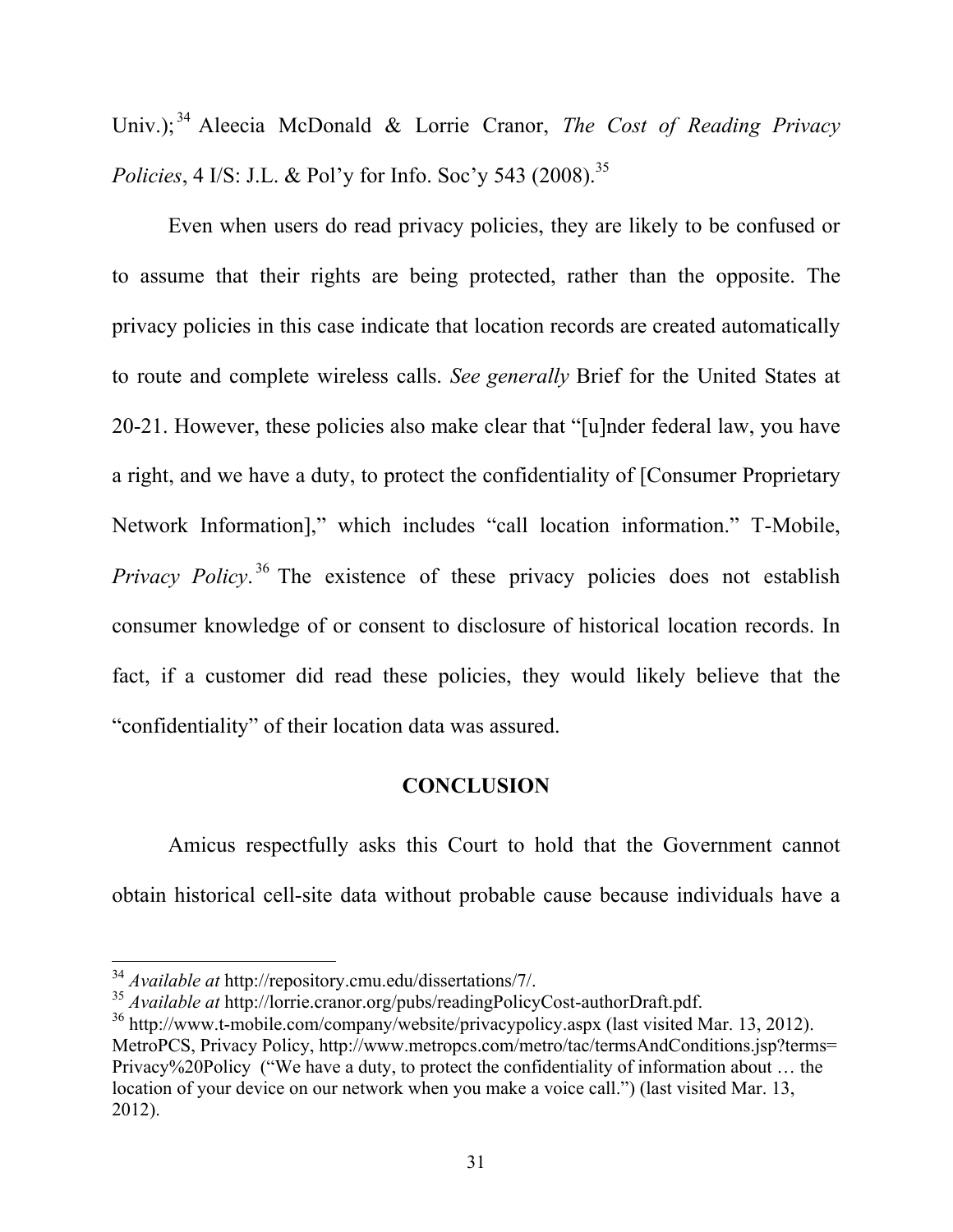Univ.);[34] Aleecia McDonald & Lorrie Cranor, *The Cost of Reading Privacy Policies*, 4 I/S: J.L. & Pol'y for Info. Soc'y 543 (2008).[35]

Even when users do read privacy policies, they are likely to be confused or to assume that their rights are being protected, rather than the opposite. The privacy policies in this case indicate that location records are created automatically to route and complete wireless calls. *See generally* Brief for the United States at 20-21. However, these policies also make clear that "[u]nder federal law, you have a right, and we have a duty, to protect the confidentiality of [Consumer Proprietary Network Information]," which includes "call location information." T-Mobile, *Privacy Policy*.[36] The existence of these privacy policies does not establish consumer knowledge of or consent to disclosure of historical location records. In fact, if a customer did read these policies, they would likely believe that the "confidentiality" of their location data was assured.

## CONCLUSION

Amicus respectfully asks this Court to hold that the Government cannot obtain historical cell-site data without probable cause because individuals have a

---

[34] *Available at* http://repository.cmu.edu/dissertations/7/.

[35] *Available at* http://lorrie.cranor.org/pubs/readingPolicyCost-authorDraft.pdf.

[36] http://www.t-mobile.com/company/website/privacypolicy.aspx (last visited Mar. 13, 2012). MetroPCS, Privacy Policy, http://www.metropcs.com/metro/tac/termsAndConditions.jsp?terms=Privacy%20Policy ("We have a duty, to protect the confidentiality of information about … the location of your device on our network when you make a voice call.") (last visited Mar. 13, 2012).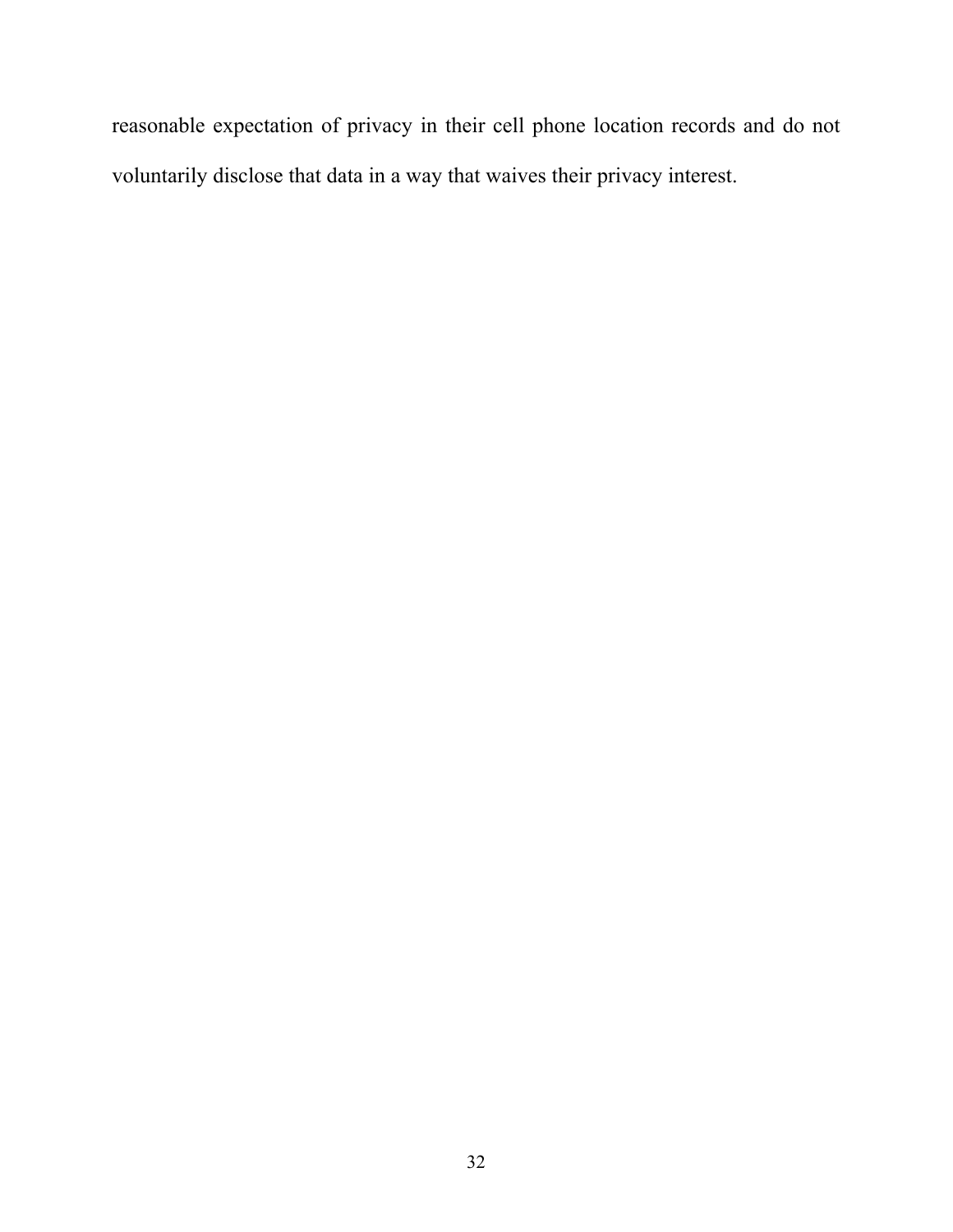reasonable expectation of privacy in their cell phone location records and do not voluntarily disclose that data in a way that waives their privacy interest.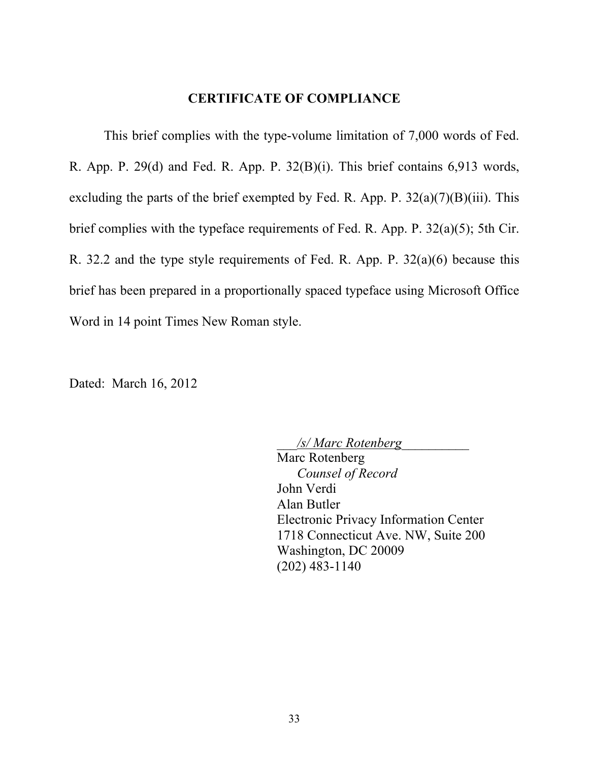## CERTIFICATE OF COMPLIANCE

This brief complies with the type-volume limitation of 7,000 words of Fed. R. App. P. 29(d) and Fed. R. App. P. 32(B)(i). This brief contains 6,913 words, excluding the parts of the brief exempted by Fed. R. App. P. 32(a)(7)(B)(iii). This brief complies with the typeface requirements of Fed. R. App. P. 32(a)(5); 5th Cir. R. 32.2 and the type style requirements of Fed. R. App. P. 32(a)(6) because this brief has been prepared in a proportionally spaced typeface using Microsoft Office Word in 14 point Times New Roman style.

Dated: March 16, 2012

*/s/ Marc Rotenberg*  
Marc Rotenberg  
*Counsel of Record*  
John Verdi  
Alan Butler  
Electronic Privacy Information Center  
1718 Connecticut Ave. NW, Suite 200  
Washington, DC 20009  
(202) 483-1140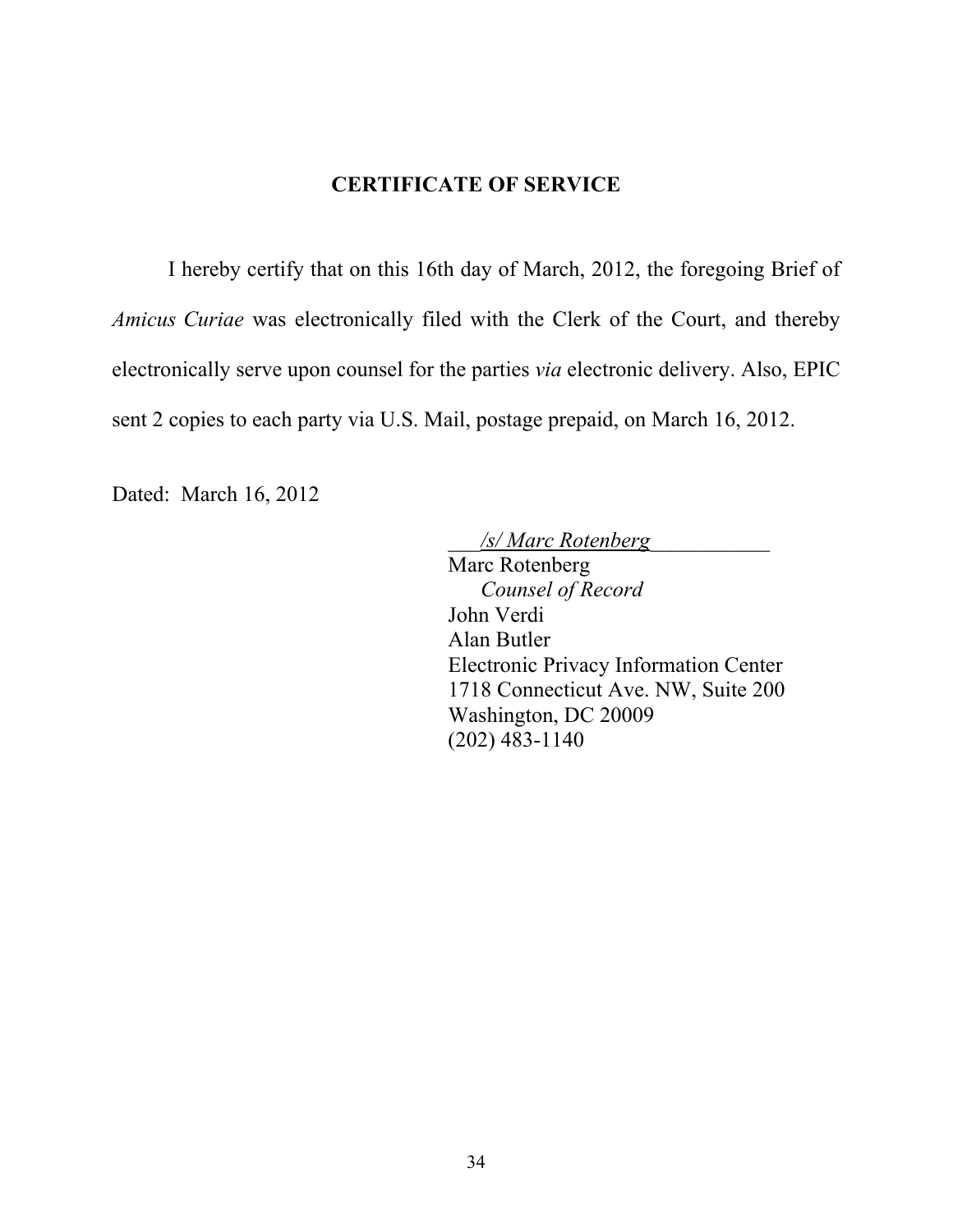## CERTIFICATE OF SERVICE

I hereby certify that on this 16th day of March, 2012, the foregoing Brief of *Amicus Curiae* was electronically filed with the Clerk of the Court, and thereby electronically serve upon counsel for the parties *via* electronic delivery. Also, EPIC sent 2 copies to each party via U.S. Mail, postage prepaid, on March 16, 2012.

Dated: March 16, 2012

___*/s/ Marc Rotenberg*___________
Marc Rotenberg
*Counsel of Record*
John Verdi
Alan Butler
Electronic Privacy Information Center
1718 Connecticut Ave. NW, Suite 200
Washington, DC 20009
(202) 483-1140